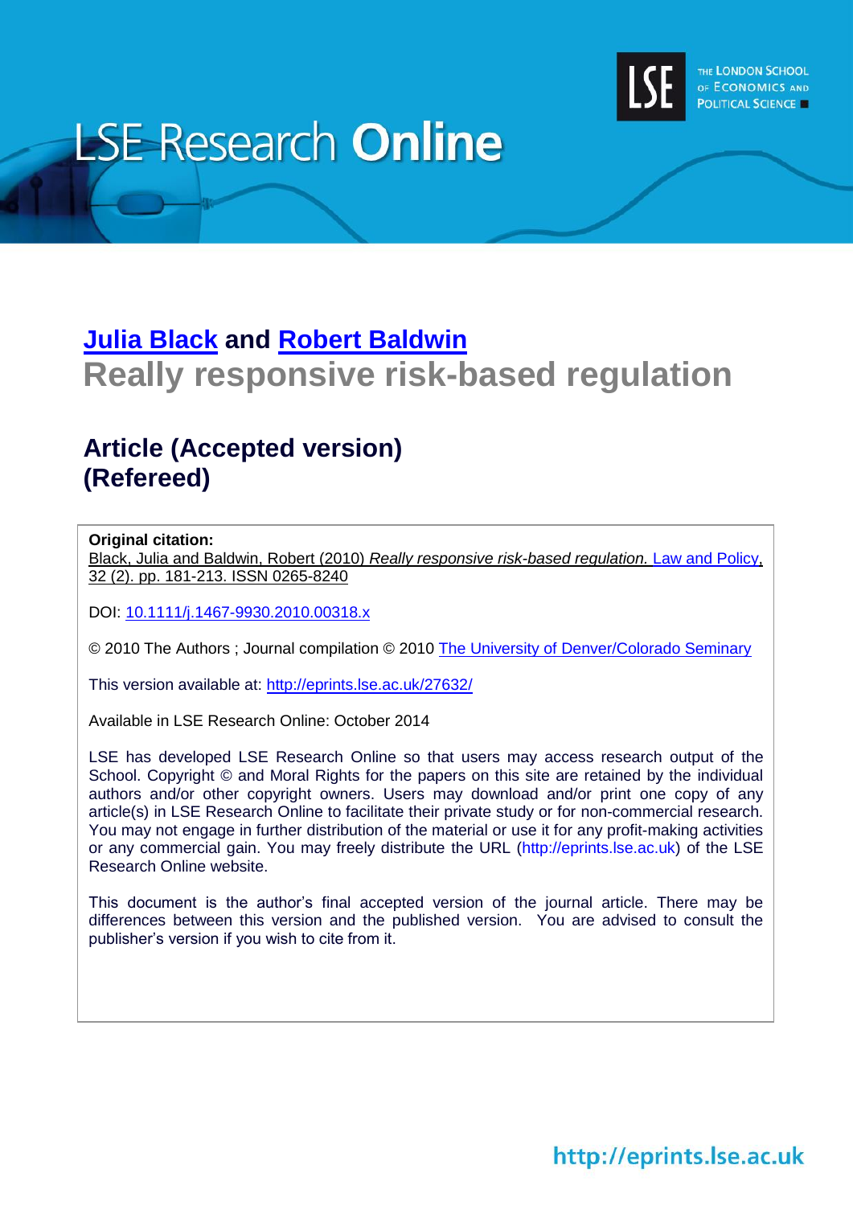LSE Research **Online**

THE LONDON SCHOOL OF ECONOMICS AND POLITICAL SCIENCE

**Julia Black and Robert Baldwin**

# Really responsive risk-based regulation

## Article (Accepted version) (Refereed)

**Original citation:**
Black, Julia and Baldwin, Robert (2010) *Really responsive risk-based regulation.* Law and Policy, 32 (2). pp. 181-213. ISSN 0265-8240

DOI: 10.1111/j.1467-9930.2010.00318.x

© 2010 The Authors ; Journal compilation © 2010 The University of Denver/Colorado Seminary

This version available at: http://eprints.lse.ac.uk/27632/

Available in LSE Research Online: October 2014

LSE has developed LSE Research Online so that users may access research output of the School. Copyright © and Moral Rights for the papers on this site are retained by the individual authors and/or other copyright owners. Users may download and/or print one copy of any article(s) in LSE Research Online to facilitate their private study or for non-commercial research. You may not engage in further distribution of the material or use it for any profit-making activities or any commercial gain. You may freely distribute the URL (http://eprints.lse.ac.uk) of the LSE Research Online website.

This document is the author's final accepted version of the journal article. There may be differences between this version and the published version. You are advised to consult the publisher's version if you wish to cite from it.

http://eprints.lse.ac.uk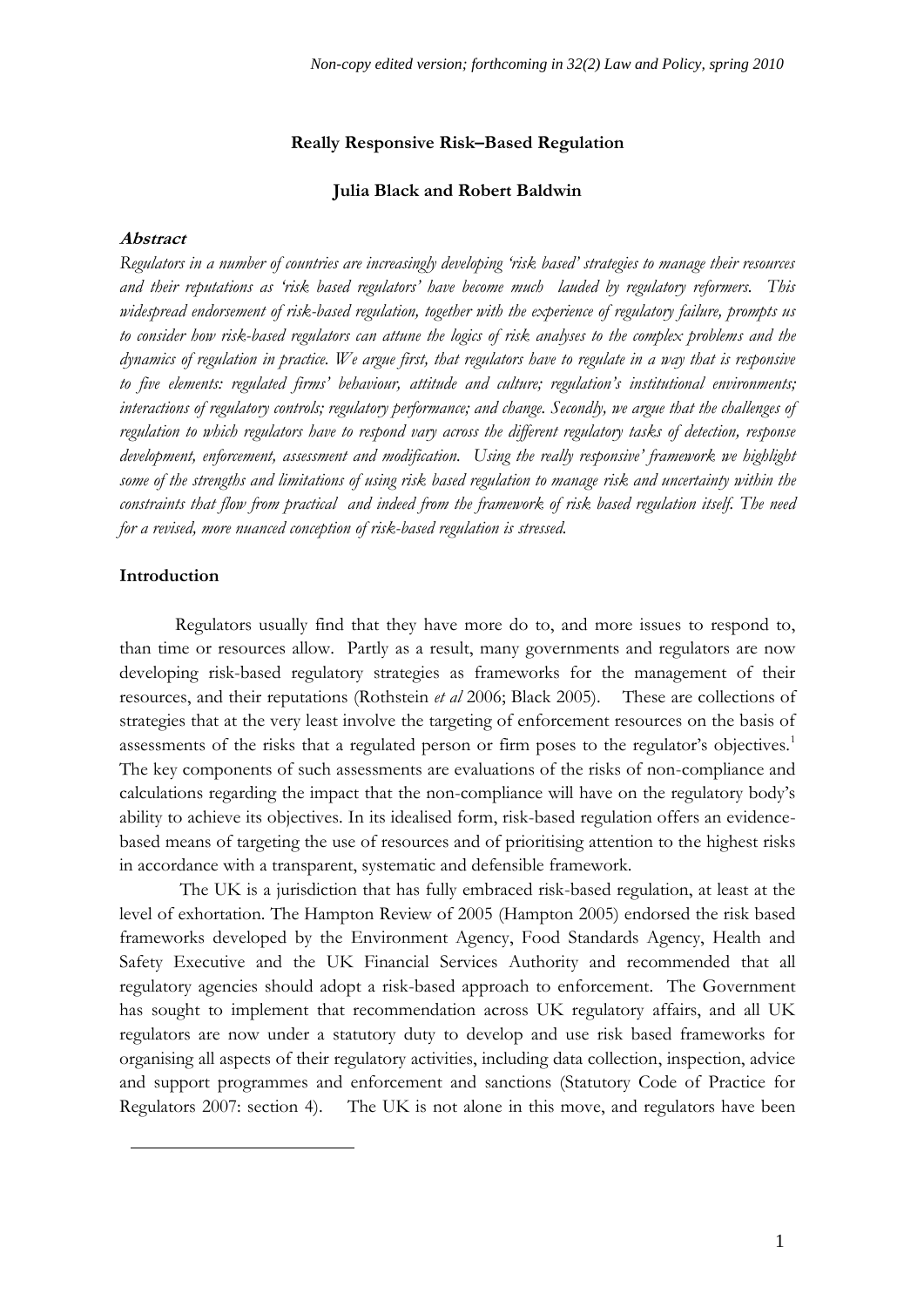Really Responsive Risk–Based Regulation

Julia Black and Robert Baldwin

## Abstract

*Regulators in a number of countries are increasingly developing 'risk based' strategies to manage their resources and their reputations as 'risk based regulators' have become much lauded by regulatory reformers. This widespread endorsement of risk-based regulation, together with the experience of regulatory failure, prompts us to consider how risk-based regulators can attune the logics of risk analyses to the complex problems and the dynamics of regulation in practice. We argue first, that regulators have to regulate in a way that is responsive to five elements: regulated firms' behaviour, attitude and culture; regulation's institutional environments; interactions of regulatory controls; regulatory performance; and change. Secondly, we argue that the challenges of regulation to which regulators have to respond vary across the different regulatory tasks of detection, response development, enforcement, assessment and modification. Using the really responsive' framework we highlight some of the strengths and limitations of using risk based regulation to manage risk and uncertainty within the constraints that flow from practical and indeed from the framework of risk based regulation itself. The need for a revised, more nuanced conception of risk-based regulation is stressed.*

## Introduction

Regulators usually find that they have more do to, and more issues to respond to, than time or resources allow. Partly as a result, many governments and regulators are now developing risk-based regulatory strategies as frameworks for the management of their resources, and their reputations (Rothstein *et al* 2006; Black 2005). These are collections of strategies that at the very least involve the targeting of enforcement resources on the basis of assessments of the risks that a regulated person or firm poses to the regulator's objectives.[1] The key components of such assessments are evaluations of the risks of non-compliance and calculations regarding the impact that the non-compliance will have on the regulatory body's ability to achieve its objectives. In its idealised form, risk-based regulation offers an evidence-based means of targeting the use of resources and of prioritising attention to the highest risks in accordance with a transparent, systematic and defensible framework.

The UK is a jurisdiction that has fully embraced risk-based regulation, at least at the level of exhortation. The Hampton Review of 2005 (Hampton 2005) endorsed the risk based frameworks developed by the Environment Agency, Food Standards Agency, Health and Safety Executive and the UK Financial Services Authority and recommended that all regulatory agencies should adopt a risk-based approach to enforcement. The Government has sought to implement that recommendation across UK regulatory affairs, and all UK regulators are now under a statutory duty to develop and use risk based frameworks for organising all aspects of their regulatory activities, including data collection, inspection, advice and support programmes and enforcement and sanctions (Statutory Code of Practice for Regulators 2007: section 4). The UK is not alone in this move, and regulators have been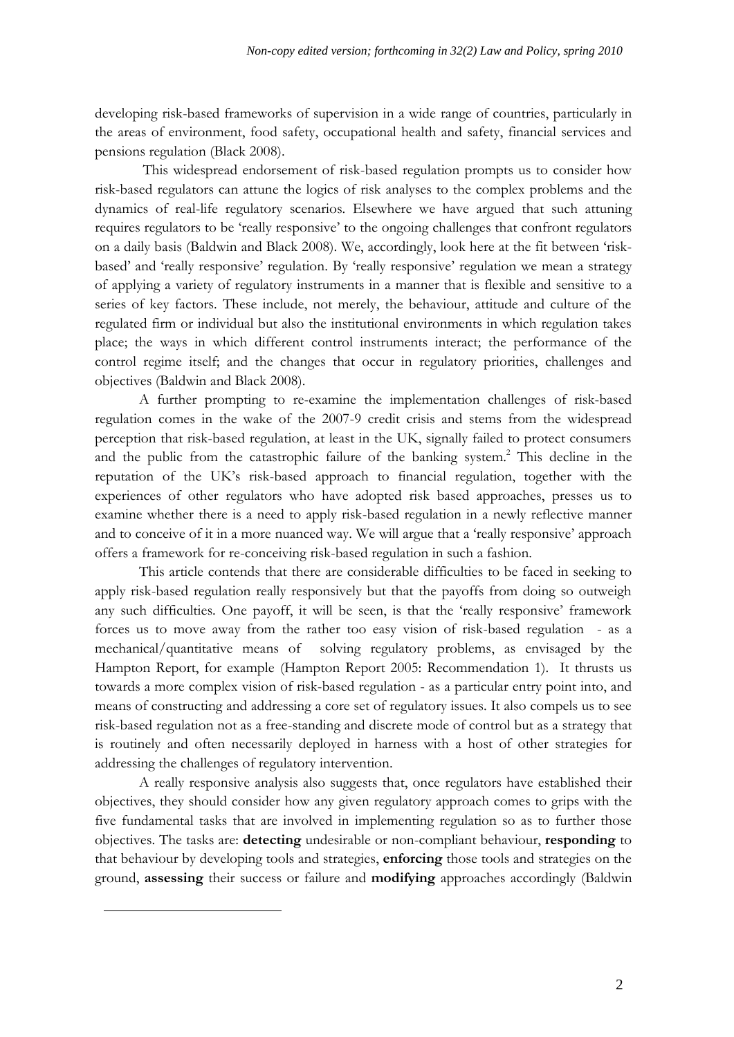developing risk-based frameworks of supervision in a wide range of countries, particularly in the areas of environment, food safety, occupational health and safety, financial services and pensions regulation (Black 2008).

This widespread endorsement of risk-based regulation prompts us to consider how risk-based regulators can attune the logics of risk analyses to the complex problems and the dynamics of real-life regulatory scenarios. Elsewhere we have argued that such attuning requires regulators to be 'really responsive' to the ongoing challenges that confront regulators on a daily basis (Baldwin and Black 2008). We, accordingly, look here at the fit between 'risk-based' and 'really responsive' regulation. By 'really responsive' regulation we mean a strategy of applying a variety of regulatory instruments in a manner that is flexible and sensitive to a series of key factors. These include, not merely, the behaviour, attitude and culture of the regulated firm or individual but also the institutional environments in which regulation takes place; the ways in which different control instruments interact; the performance of the control regime itself; and the changes that occur in regulatory priorities, challenges and objectives (Baldwin and Black 2008).

A further prompting to re-examine the implementation challenges of risk-based regulation comes in the wake of the 2007-9 credit crisis and stems from the widespread perception that risk-based regulation, at least in the UK, signally failed to protect consumers and the public from the catastrophic failure of the banking system.[2] This decline in the reputation of the UK's risk-based approach to financial regulation, together with the experiences of other regulators who have adopted risk based approaches, presses us to examine whether there is a need to apply risk-based regulation in a newly reflective manner and to conceive of it in a more nuanced way. We will argue that a 'really responsive' approach offers a framework for re-conceiving risk-based regulation in such a fashion.

This article contends that there are considerable difficulties to be faced in seeking to apply risk-based regulation really responsively but that the payoffs from doing so outweigh any such difficulties. One payoff, it will be seen, is that the 'really responsive' framework forces us to move away from the rather too easy vision of risk-based regulation - as a mechanical/quantitative means of solving regulatory problems, as envisaged by the Hampton Report, for example (Hampton Report 2005: Recommendation 1). It thrusts us towards a more complex vision of risk-based regulation - as a particular entry point into, and means of constructing and addressing a core set of regulatory issues. It also compels us to see risk-based regulation not as a free-standing and discrete mode of control but as a strategy that is routinely and often necessarily deployed in harness with a host of other strategies for addressing the challenges of regulatory intervention.

A really responsive analysis also suggests that, once regulators have established their objectives, they should consider how any given regulatory approach comes to grips with the five fundamental tasks that are involved in implementing regulation so as to further those objectives. The tasks are: **detecting** undesirable or non-compliant behaviour, **responding** to that behaviour by developing tools and strategies, **enforcing** those tools and strategies on the ground, **assessing** their success or failure and **modifying** approaches accordingly (Baldwin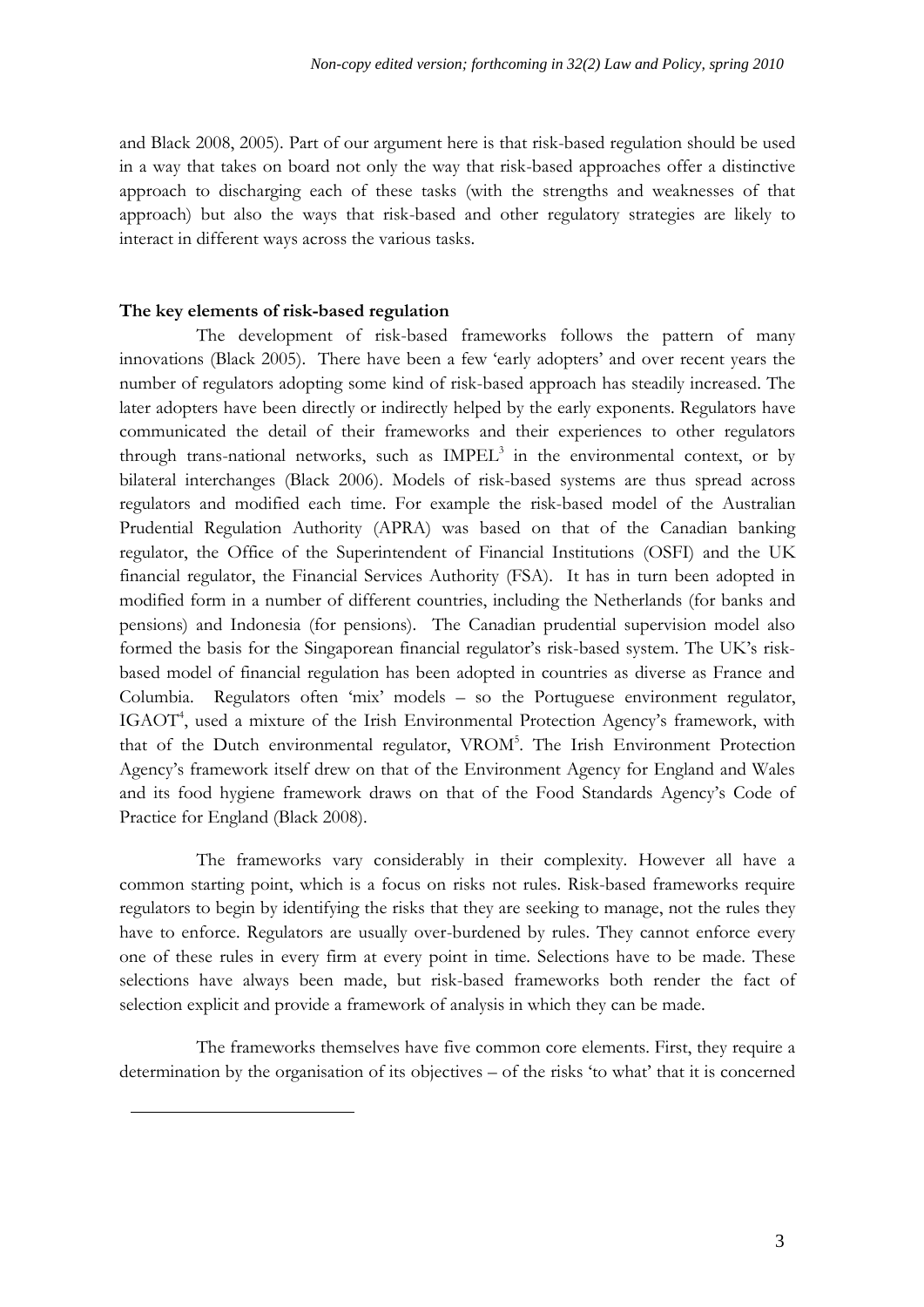and Black 2008, 2005). Part of our argument here is that risk-based regulation should be used in a way that takes on board not only the way that risk-based approaches offer a distinctive approach to discharging each of these tasks (with the strengths and weaknesses of that approach) but also the ways that risk-based and other regulatory strategies are likely to interact in different ways across the various tasks.

**The key elements of risk-based regulation**

The development of risk-based frameworks follows the pattern of many innovations (Black 2005). There have been a few 'early adopters' and over recent years the number of regulators adopting some kind of risk-based approach has steadily increased. The later adopters have been directly or indirectly helped by the early exponents. Regulators have communicated the detail of their frameworks and their experiences to other regulators through trans-national networks, such as IMPEL[3] in the environmental context, or by bilateral interchanges (Black 2006). Models of risk-based systems are thus spread across regulators and modified each time. For example the risk-based model of the Australian Prudential Regulation Authority (APRA) was based on that of the Canadian banking regulator, the Office of the Superintendent of Financial Institutions (OSFI) and the UK financial regulator, the Financial Services Authority (FSA). It has in turn been adopted in modified form in a number of different countries, including the Netherlands (for banks and pensions) and Indonesia (for pensions). The Canadian prudential supervision model also formed the basis for the Singaporean financial regulator's risk-based system. The UK's risk-based model of financial regulation has been adopted in countries as diverse as France and Columbia. Regulators often 'mix' models – so the Portuguese environment regulator, IGAOT[4], used a mixture of the Irish Environmental Protection Agency's framework, with that of the Dutch environmental regulator, VROM[5]. The Irish Environment Protection Agency's framework itself drew on that of the Environment Agency for England and Wales and its food hygiene framework draws on that of the Food Standards Agency's Code of Practice for England (Black 2008).

The frameworks vary considerably in their complexity. However all have a common starting point, which is a focus on risks not rules. Risk-based frameworks require regulators to begin by identifying the risks that they are seeking to manage, not the rules they have to enforce. Regulators are usually over-burdened by rules. They cannot enforce every one of these rules in every firm at every point in time. Selections have to be made. These selections have always been made, but risk-based frameworks both render the fact of selection explicit and provide a framework of analysis in which they can be made.

The frameworks themselves have five common core elements. First, they require a determination by the organisation of its objectives – of the risks 'to what' that it is concerned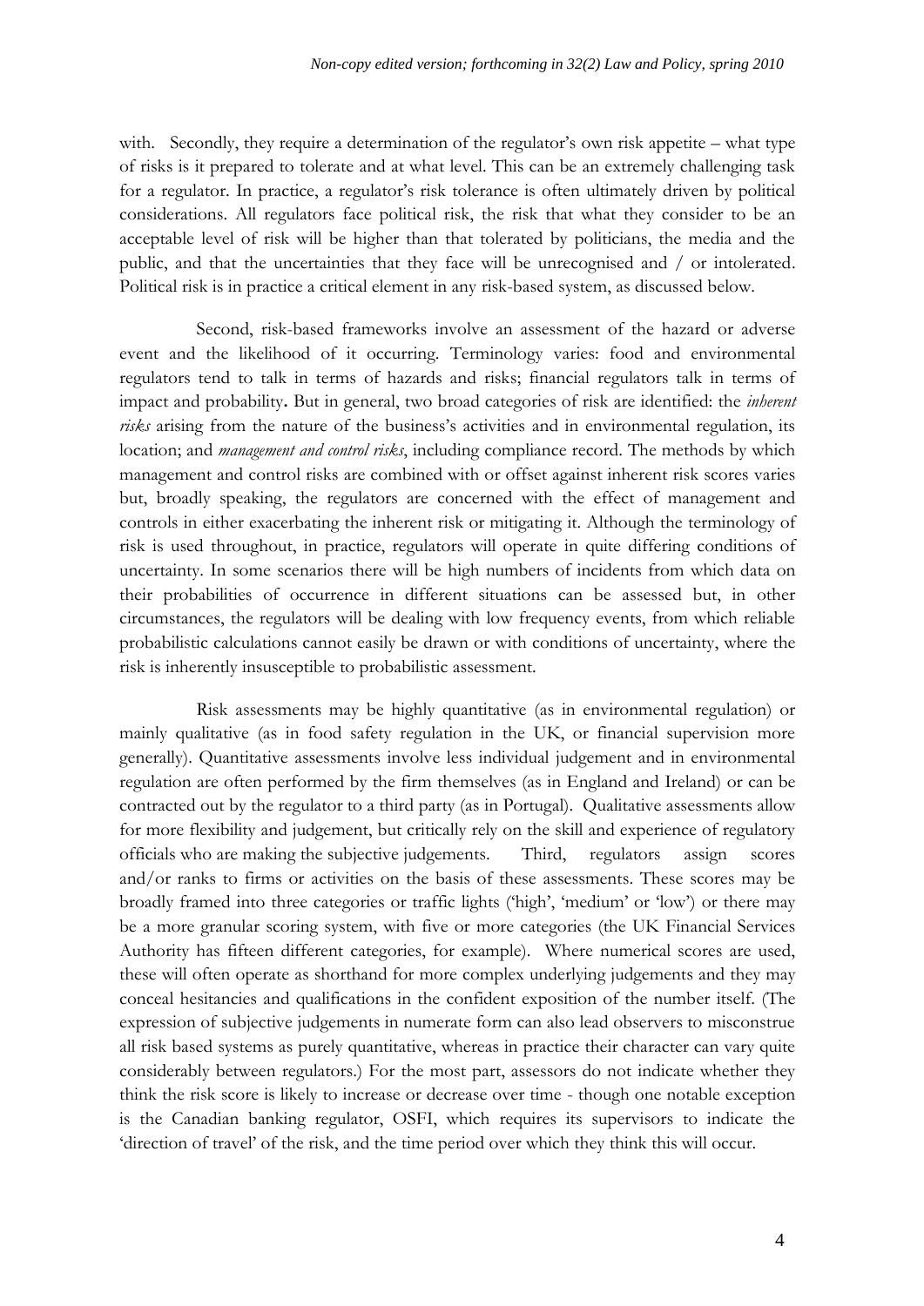with. Secondly, they require a determination of the regulator's own risk appetite – what type of risks is it prepared to tolerate and at what level. This can be an extremely challenging task for a regulator. In practice, a regulator's risk tolerance is often ultimately driven by political considerations. All regulators face political risk, the risk that what they consider to be an acceptable level of risk will be higher than that tolerated by politicians, the media and the public, and that the uncertainties that they face will be unrecognised and / or intolerated. Political risk is in practice a critical element in any risk-based system, as discussed below.

Second, risk-based frameworks involve an assessment of the hazard or adverse event and the likelihood of it occurring. Terminology varies: food and environmental regulators tend to talk in terms of hazards and risks; financial regulators talk in terms of impact and probability**.** But in general, two broad categories of risk are identified: the *inherent risks* arising from the nature of the business's activities and in environmental regulation, its location; and *management and control risks*, including compliance record. The methods by which management and control risks are combined with or offset against inherent risk scores varies but, broadly speaking, the regulators are concerned with the effect of management and controls in either exacerbating the inherent risk or mitigating it. Although the terminology of risk is used throughout, in practice, regulators will operate in quite differing conditions of uncertainty. In some scenarios there will be high numbers of incidents from which data on their probabilities of occurrence in different situations can be assessed but, in other circumstances, the regulators will be dealing with low frequency events, from which reliable probabilistic calculations cannot easily be drawn or with conditions of uncertainty, where the risk is inherently insusceptible to probabilistic assessment.

Risk assessments may be highly quantitative (as in environmental regulation) or mainly qualitative (as in food safety regulation in the UK, or financial supervision more generally). Quantitative assessments involve less individual judgement and in environmental regulation are often performed by the firm themselves (as in England and Ireland) or can be contracted out by the regulator to a third party (as in Portugal). Qualitative assessments allow for more flexibility and judgement, but critically rely on the skill and experience of regulatory officials who are making the subjective judgements. Third, regulators assign scores and/or ranks to firms or activities on the basis of these assessments. These scores may be broadly framed into three categories or traffic lights ('high', 'medium' or 'low') or there may be a more granular scoring system, with five or more categories (the UK Financial Services Authority has fifteen different categories, for example). Where numerical scores are used, these will often operate as shorthand for more complex underlying judgements and they may conceal hesitancies and qualifications in the confident exposition of the number itself. (The expression of subjective judgements in numerate form can also lead observers to misconstrue all risk based systems as purely quantitative, whereas in practice their character can vary quite considerably between regulators.) For the most part, assessors do not indicate whether they think the risk score is likely to increase or decrease over time - though one notable exception is the Canadian banking regulator, OSFI, which requires its supervisors to indicate the 'direction of travel' of the risk, and the time period over which they think this will occur.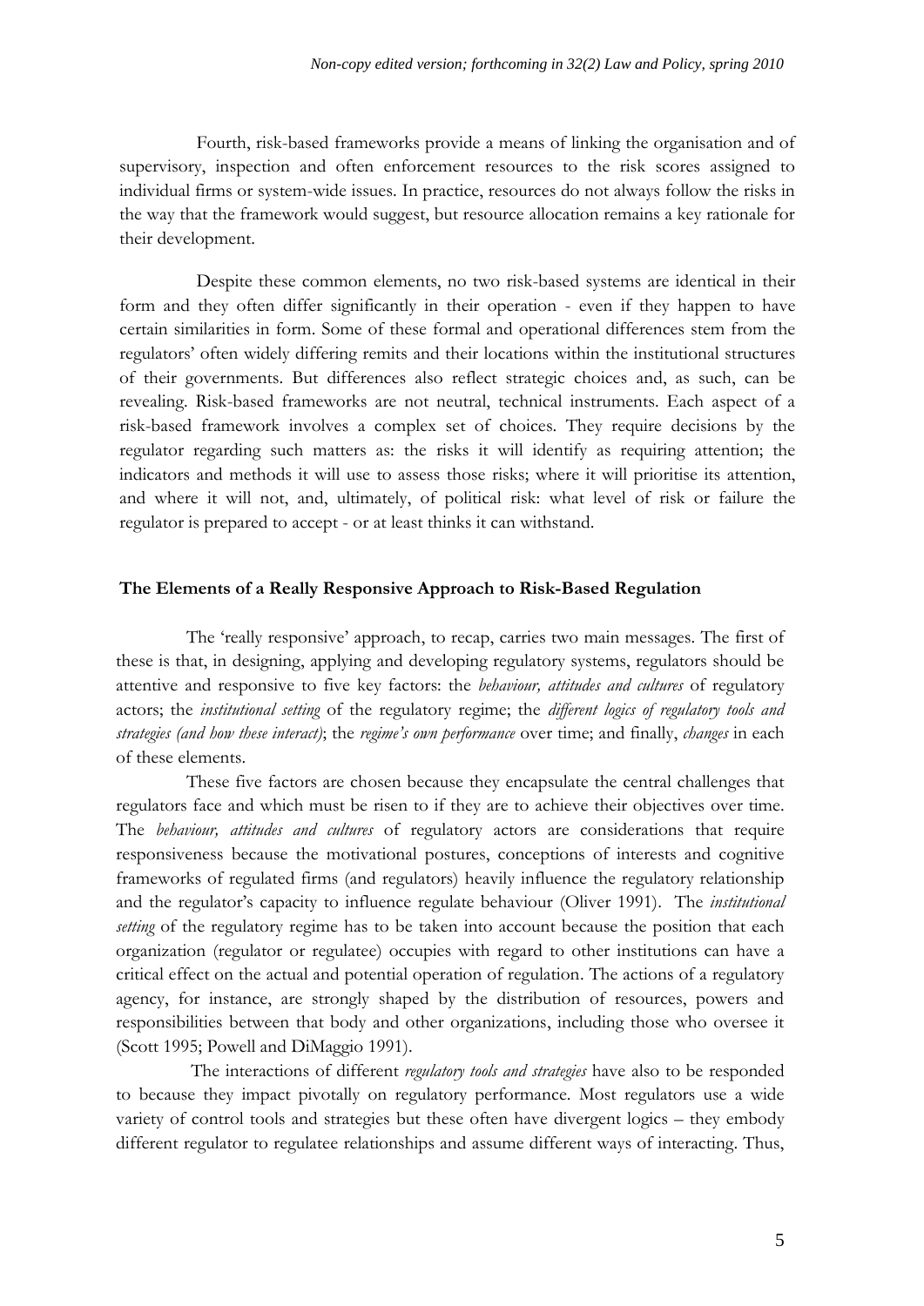Fourth, risk-based frameworks provide a means of linking the organisation and of supervisory, inspection and often enforcement resources to the risk scores assigned to individual firms or system-wide issues. In practice, resources do not always follow the risks in the way that the framework would suggest, but resource allocation remains a key rationale for their development.

Despite these common elements, no two risk-based systems are identical in their form and they often differ significantly in their operation - even if they happen to have certain similarities in form. Some of these formal and operational differences stem from the regulators' often widely differing remits and their locations within the institutional structures of their governments. But differences also reflect strategic choices and, as such, can be revealing. Risk-based frameworks are not neutral, technical instruments. Each aspect of a risk-based framework involves a complex set of choices. They require decisions by the regulator regarding such matters as: the risks it will identify as requiring attention; the indicators and methods it will use to assess those risks; where it will prioritise its attention, and where it will not, and, ultimately, of political risk: what level of risk or failure the regulator is prepared to accept - or at least thinks it can withstand.

## The Elements of a Really Responsive Approach to Risk-Based Regulation

The 'really responsive' approach, to recap, carries two main messages. The first of these is that, in designing, applying and developing regulatory systems, regulators should be attentive and responsive to five key factors: the *behaviour, attitudes and cultures* of regulatory actors; the *institutional setting* of the regulatory regime; the *different logics of regulatory tools and strategies (and how these interact)*; the *regime's own performance* over time; and finally, *changes* in each of these elements.

These five factors are chosen because they encapsulate the central challenges that regulators face and which must be risen to if they are to achieve their objectives over time. The *behaviour, attitudes and cultures* of regulatory actors are considerations that require responsiveness because the motivational postures, conceptions of interests and cognitive frameworks of regulated firms (and regulators) heavily influence the regulatory relationship and the regulator's capacity to influence regulate behaviour (Oliver 1991). The *institutional setting* of the regulatory regime has to be taken into account because the position that each organization (regulator or regulatee) occupies with regard to other institutions can have a critical effect on the actual and potential operation of regulation. The actions of a regulatory agency, for instance, are strongly shaped by the distribution of resources, powers and responsibilities between that body and other organizations, including those who oversee it (Scott 1995; Powell and DiMaggio 1991).

The interactions of different *regulatory tools and strategies* have also to be responded to because they impact pivotally on regulatory performance. Most regulators use a wide variety of control tools and strategies but these often have divergent logics – they embody different regulator to regulatee relationships and assume different ways of interacting. Thus,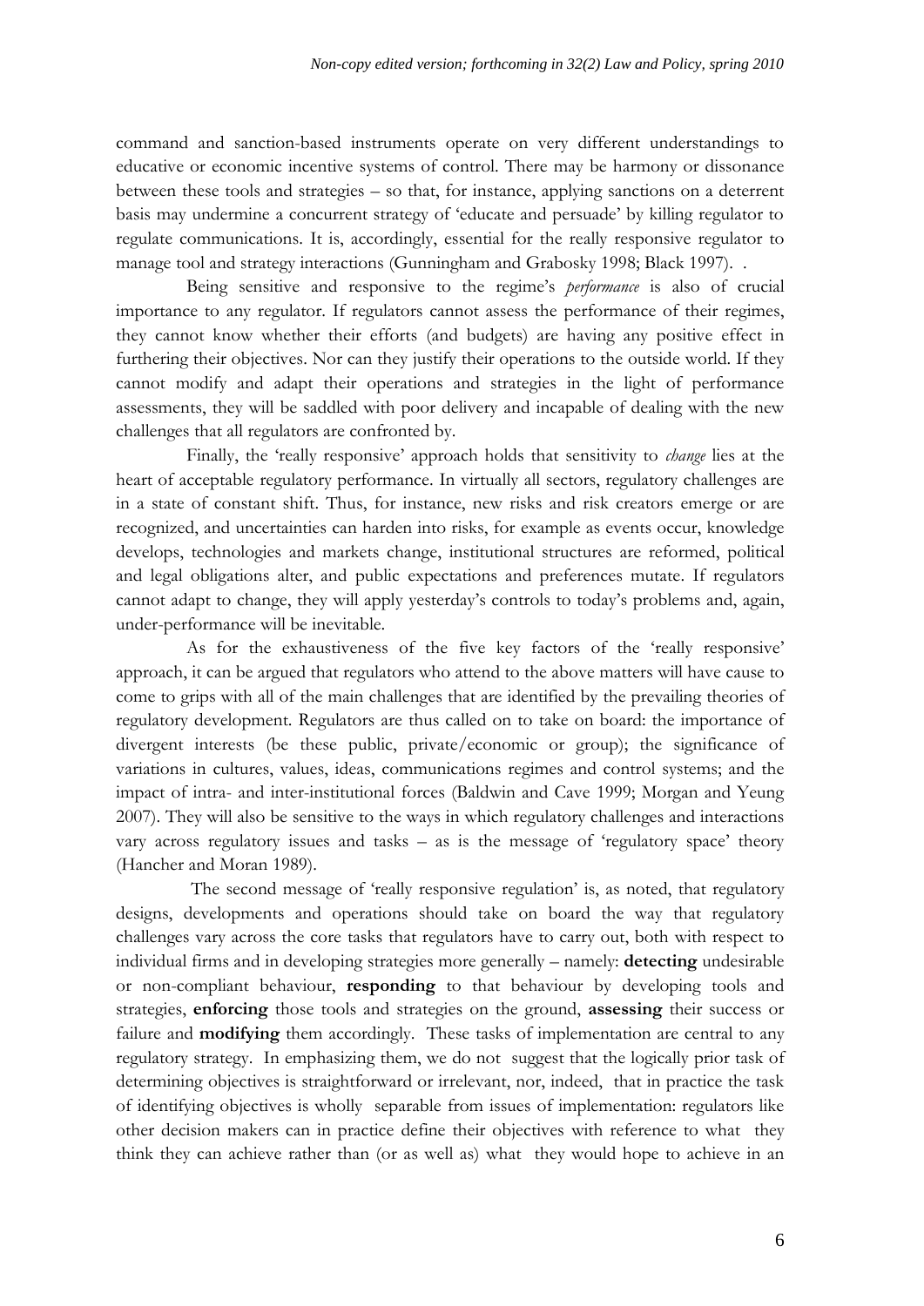command and sanction-based instruments operate on very different understandings to educative or economic incentive systems of control. There may be harmony or dissonance between these tools and strategies – so that, for instance, applying sanctions on a deterrent basis may undermine a concurrent strategy of 'educate and persuade' by killing regulator to regulate communications. It is, accordingly, essential for the really responsive regulator to manage tool and strategy interactions (Gunningham and Grabosky 1998; Black 1997). .

Being sensitive and responsive to the regime's *performance* is also of crucial importance to any regulator. If regulators cannot assess the performance of their regimes, they cannot know whether their efforts (and budgets) are having any positive effect in furthering their objectives. Nor can they justify their operations to the outside world. If they cannot modify and adapt their operations and strategies in the light of performance assessments, they will be saddled with poor delivery and incapable of dealing with the new challenges that all regulators are confronted by.

Finally, the 'really responsive' approach holds that sensitivity to *change* lies at the heart of acceptable regulatory performance. In virtually all sectors, regulatory challenges are in a state of constant shift. Thus, for instance, new risks and risk creators emerge or are recognized, and uncertainties can harden into risks, for example as events occur, knowledge develops, technologies and markets change, institutional structures are reformed, political and legal obligations alter, and public expectations and preferences mutate. If regulators cannot adapt to change, they will apply yesterday's controls to today's problems and, again, under-performance will be inevitable.

As for the exhaustiveness of the five key factors of the 'really responsive' approach, it can be argued that regulators who attend to the above matters will have cause to come to grips with all of the main challenges that are identified by the prevailing theories of regulatory development. Regulators are thus called on to take on board: the importance of divergent interests (be these public, private/economic or group); the significance of variations in cultures, values, ideas, communications regimes and control systems; and the impact of intra- and inter-institutional forces (Baldwin and Cave 1999; Morgan and Yeung 2007). They will also be sensitive to the ways in which regulatory challenges and interactions vary across regulatory issues and tasks – as is the message of 'regulatory space' theory (Hancher and Moran 1989).

The second message of 'really responsive regulation' is, as noted, that regulatory designs, developments and operations should take on board the way that regulatory challenges vary across the core tasks that regulators have to carry out, both with respect to individual firms and in developing strategies more generally – namely: **detecting** undesirable or non-compliant behaviour, **responding** to that behaviour by developing tools and strategies, **enforcing** those tools and strategies on the ground, **assessing** their success or failure and **modifying** them accordingly. These tasks of implementation are central to any regulatory strategy. In emphasizing them, we do not suggest that the logically prior task of determining objectives is straightforward or irrelevant, nor, indeed, that in practice the task of identifying objectives is wholly separable from issues of implementation: regulators like other decision makers can in practice define their objectives with reference to what they think they can achieve rather than (or as well as) what they would hope to achieve in an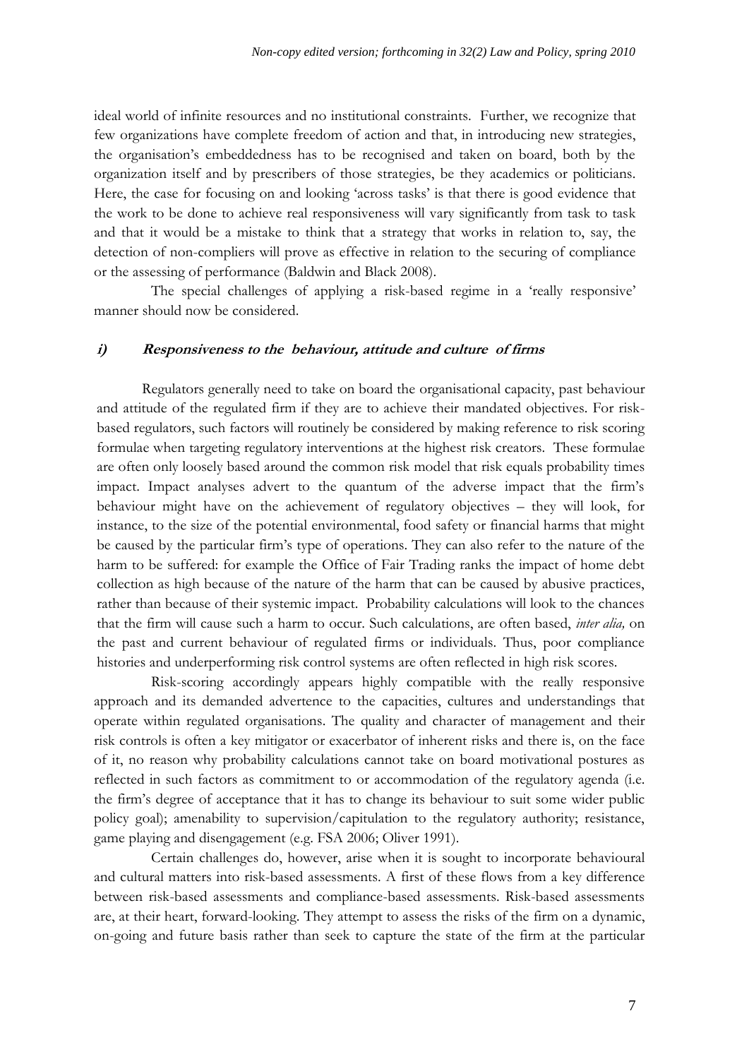ideal world of infinite resources and no institutional constraints. Further, we recognize that few organizations have complete freedom of action and that, in introducing new strategies, the organisation's embeddedness has to be recognised and taken on board, both by the organization itself and by prescribers of those strategies, be they academics or politicians. Here, the case for focusing on and looking 'across tasks' is that there is good evidence that the work to be done to achieve real responsiveness will vary significantly from task to task and that it would be a mistake to think that a strategy that works in relation to, say, the detection of non-compliers will prove as effective in relation to the securing of compliance or the assessing of performance (Baldwin and Black 2008).

The special challenges of applying a risk-based regime in a 'really responsive' manner should now be considered.

### *i) Responsiveness to the behaviour, attitude and culture of firms*

Regulators generally need to take on board the organisational capacity, past behaviour and attitude of the regulated firm if they are to achieve their mandated objectives. For risk-based regulators, such factors will routinely be considered by making reference to risk scoring formulae when targeting regulatory interventions at the highest risk creators. These formulae are often only loosely based around the common risk model that risk equals probability times impact. Impact analyses advert to the quantum of the adverse impact that the firm's behaviour might have on the achievement of regulatory objectives – they will look, for instance, to the size of the potential environmental, food safety or financial harms that might be caused by the particular firm's type of operations. They can also refer to the nature of the harm to be suffered: for example the Office of Fair Trading ranks the impact of home debt collection as high because of the nature of the harm that can be caused by abusive practices, rather than because of their systemic impact. Probability calculations will look to the chances that the firm will cause such a harm to occur. Such calculations, are often based, *inter alia,* on the past and current behaviour of regulated firms or individuals. Thus, poor compliance histories and underperforming risk control systems are often reflected in high risk scores.

Risk-scoring accordingly appears highly compatible with the really responsive approach and its demanded advertence to the capacities, cultures and understandings that operate within regulated organisations. The quality and character of management and their risk controls is often a key mitigator or exacerbator of inherent risks and there is, on the face of it, no reason why probability calculations cannot take on board motivational postures as reflected in such factors as commitment to or accommodation of the regulatory agenda (i.e. the firm's degree of acceptance that it has to change its behaviour to suit some wider public policy goal); amenability to supervision/capitulation to the regulatory authority; resistance, game playing and disengagement (e.g. FSA 2006; Oliver 1991).

Certain challenges do, however, arise when it is sought to incorporate behavioural and cultural matters into risk-based assessments. A first of these flows from a key difference between risk-based assessments and compliance-based assessments. Risk-based assessments are, at their heart, forward-looking. They attempt to assess the risks of the firm on a dynamic, on-going and future basis rather than seek to capture the state of the firm at the particular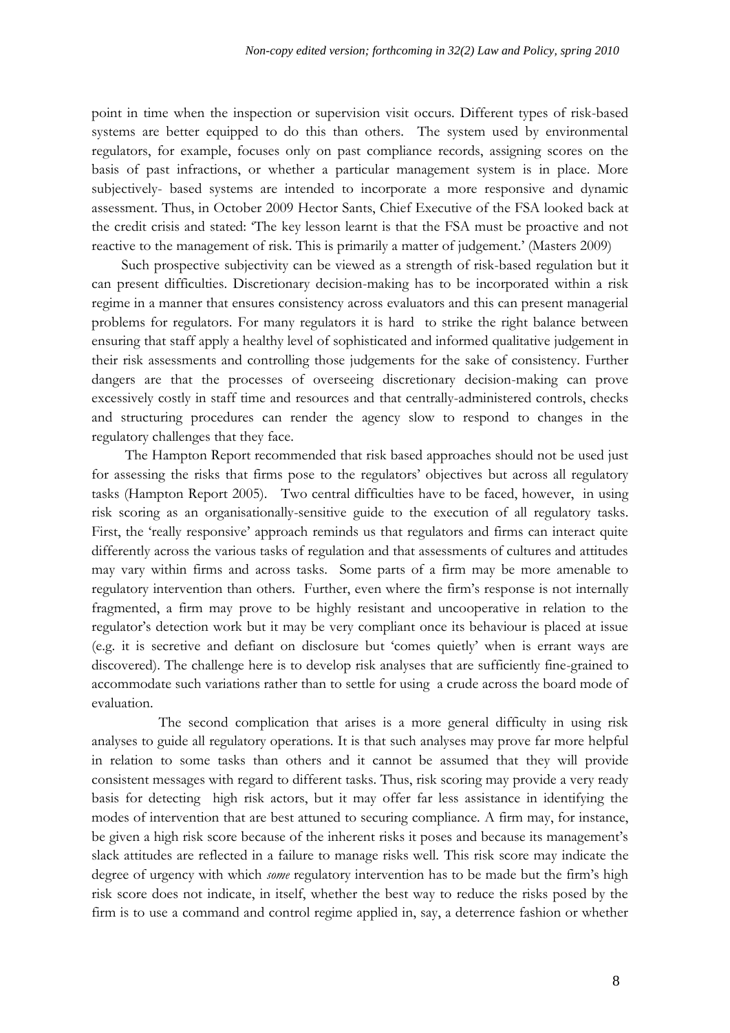point in time when the inspection or supervision visit occurs. Different types of risk-based systems are better equipped to do this than others. The system used by environmental regulators, for example, focuses only on past compliance records, assigning scores on the basis of past infractions, or whether a particular management system is in place. More subjectively- based systems are intended to incorporate a more responsive and dynamic assessment. Thus, in October 2009 Hector Sants, Chief Executive of the FSA looked back at the credit crisis and stated: 'The key lesson learnt is that the FSA must be proactive and not reactive to the management of risk. This is primarily a matter of judgement.' (Masters 2009)

Such prospective subjectivity can be viewed as a strength of risk-based regulation but it can present difficulties. Discretionary decision-making has to be incorporated within a risk regime in a manner that ensures consistency across evaluators and this can present managerial problems for regulators. For many regulators it is hard to strike the right balance between ensuring that staff apply a healthy level of sophisticated and informed qualitative judgement in their risk assessments and controlling those judgements for the sake of consistency. Further dangers are that the processes of overseeing discretionary decision-making can prove excessively costly in staff time and resources and that centrally-administered controls, checks and structuring procedures can render the agency slow to respond to changes in the regulatory challenges that they face.

The Hampton Report recommended that risk based approaches should not be used just for assessing the risks that firms pose to the regulators' objectives but across all regulatory tasks (Hampton Report 2005). Two central difficulties have to be faced, however, in using risk scoring as an organisationally-sensitive guide to the execution of all regulatory tasks. First, the 'really responsive' approach reminds us that regulators and firms can interact quite differently across the various tasks of regulation and that assessments of cultures and attitudes may vary within firms and across tasks. Some parts of a firm may be more amenable to regulatory intervention than others. Further, even where the firm's response is not internally fragmented, a firm may prove to be highly resistant and uncooperative in relation to the regulator's detection work but it may be very compliant once its behaviour is placed at issue (e.g. it is secretive and defiant on disclosure but 'comes quietly' when is errant ways are discovered). The challenge here is to develop risk analyses that are sufficiently fine-grained to accommodate such variations rather than to settle for using a crude across the board mode of evaluation.

The second complication that arises is a more general difficulty in using risk analyses to guide all regulatory operations. It is that such analyses may prove far more helpful in relation to some tasks than others and it cannot be assumed that they will provide consistent messages with regard to different tasks. Thus, risk scoring may provide a very ready basis for detecting high risk actors, but it may offer far less assistance in identifying the modes of intervention that are best attuned to securing compliance. A firm may, for instance, be given a high risk score because of the inherent risks it poses and because its management's slack attitudes are reflected in a failure to manage risks well. This risk score may indicate the degree of urgency with which *some* regulatory intervention has to be made but the firm's high risk score does not indicate, in itself, whether the best way to reduce the risks posed by the firm is to use a command and control regime applied in, say, a deterrence fashion or whether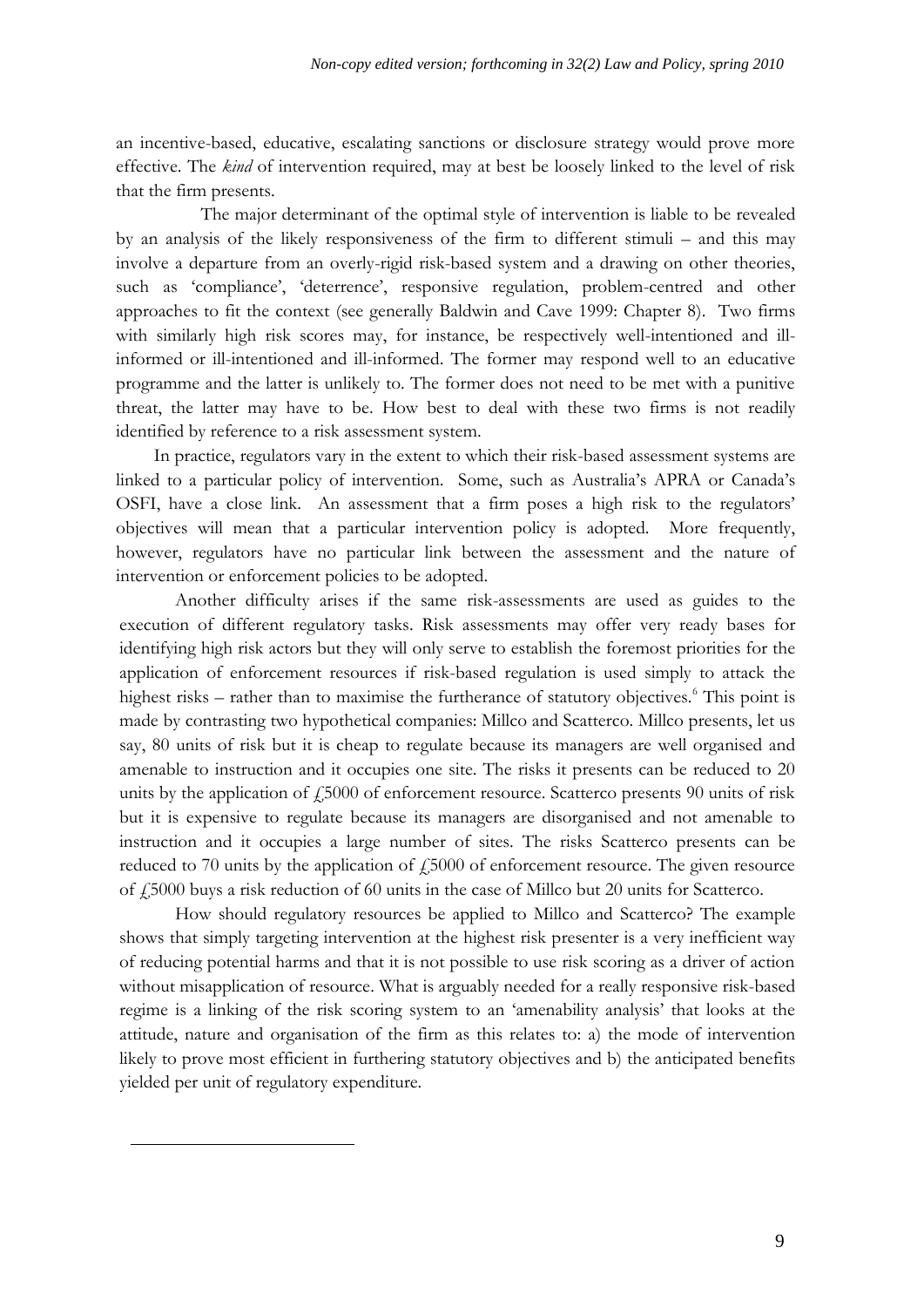an incentive-based, educative, escalating sanctions or disclosure strategy would prove more effective. The *kind* of intervention required, may at best be loosely linked to the level of risk that the firm presents.

The major determinant of the optimal style of intervention is liable to be revealed by an analysis of the likely responsiveness of the firm to different stimuli – and this may involve a departure from an overly-rigid risk-based system and a drawing on other theories, such as 'compliance', 'deterrence', responsive regulation, problem-centred and other approaches to fit the context (see generally Baldwin and Cave 1999: Chapter 8). Two firms with similarly high risk scores may, for instance, be respectively well-intentioned and ill-informed or ill-intentioned and ill-informed. The former may respond well to an educative programme and the latter is unlikely to. The former does not need to be met with a punitive threat, the latter may have to be. How best to deal with these two firms is not readily identified by reference to a risk assessment system.

In practice, regulators vary in the extent to which their risk-based assessment systems are linked to a particular policy of intervention. Some, such as Australia's APRA or Canada's OSFI, have a close link. An assessment that a firm poses a high risk to the regulators' objectives will mean that a particular intervention policy is adopted. More frequently, however, regulators have no particular link between the assessment and the nature of intervention or enforcement policies to be adopted.

Another difficulty arises if the same risk-assessments are used as guides to the execution of different regulatory tasks. Risk assessments may offer very ready bases for identifying high risk actors but they will only serve to establish the foremost priorities for the application of enforcement resources if risk-based regulation is used simply to attack the highest risks – rather than to maximise the furtherance of statutory objectives.[6] This point is made by contrasting two hypothetical companies: Millco and Scatterco. Millco presents, let us say, 80 units of risk but it is cheap to regulate because its managers are well organised and amenable to instruction and it occupies one site. The risks it presents can be reduced to 20 units by the application of £5000 of enforcement resource. Scatterco presents 90 units of risk but it is expensive to regulate because its managers are disorganised and not amenable to instruction and it occupies a large number of sites. The risks Scatterco presents can be reduced to 70 units by the application of £5000 of enforcement resource. The given resource of £5000 buys a risk reduction of 60 units in the case of Millco but 20 units for Scatterco.

How should regulatory resources be applied to Millco and Scatterco? The example shows that simply targeting intervention at the highest risk presenter is a very inefficient way of reducing potential harms and that it is not possible to use risk scoring as a driver of action without misapplication of resource. What is arguably needed for a really responsive risk-based regime is a linking of the risk scoring system to an 'amenability analysis' that looks at the attitude, nature and organisation of the firm as this relates to: a) the mode of intervention likely to prove most efficient in furthering statutory objectives and b) the anticipated benefits yielded per unit of regulatory expenditure.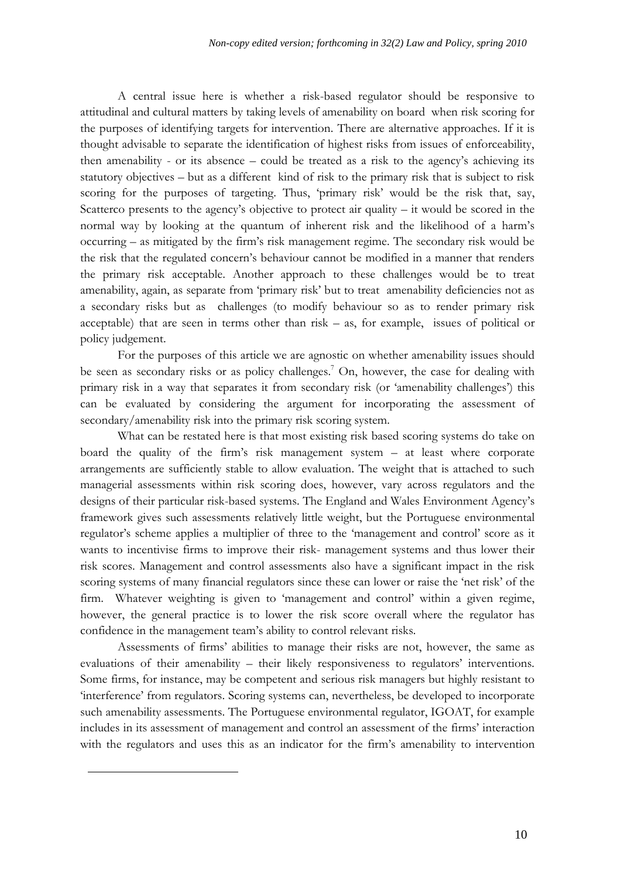A central issue here is whether a risk-based regulator should be responsive to attitudinal and cultural matters by taking levels of amenability on board when risk scoring for the purposes of identifying targets for intervention. There are alternative approaches. If it is thought advisable to separate the identification of highest risks from issues of enforceability, then amenability - or its absence – could be treated as a risk to the agency's achieving its statutory objectives – but as a different kind of risk to the primary risk that is subject to risk scoring for the purposes of targeting. Thus, 'primary risk' would be the risk that, say, Scatterco presents to the agency's objective to protect air quality – it would be scored in the normal way by looking at the quantum of inherent risk and the likelihood of a harm's occurring – as mitigated by the firm's risk management regime. The secondary risk would be the risk that the regulated concern's behaviour cannot be modified in a manner that renders the primary risk acceptable. Another approach to these challenges would be to treat amenability, again, as separate from 'primary risk' but to treat amenability deficiencies not as a secondary risks but as challenges (to modify behaviour so as to render primary risk acceptable) that are seen in terms other than risk – as, for example, issues of political or policy judgement.

For the purposes of this article we are agnostic on whether amenability issues should be seen as secondary risks or as policy challenges.[7] On, however, the case for dealing with primary risk in a way that separates it from secondary risk (or 'amenability challenges') this can be evaluated by considering the argument for incorporating the assessment of secondary/amenability risk into the primary risk scoring system.

What can be restated here is that most existing risk based scoring systems do take on board the quality of the firm's risk management system – at least where corporate arrangements are sufficiently stable to allow evaluation. The weight that is attached to such managerial assessments within risk scoring does, however, vary across regulators and the designs of their particular risk-based systems. The England and Wales Environment Agency's framework gives such assessments relatively little weight, but the Portuguese environmental regulator's scheme applies a multiplier of three to the 'management and control' score as it wants to incentivise firms to improve their risk- management systems and thus lower their risk scores. Management and control assessments also have a significant impact in the risk scoring systems of many financial regulators since these can lower or raise the 'net risk' of the firm. Whatever weighting is given to 'management and control' within a given regime, however, the general practice is to lower the risk score overall where the regulator has confidence in the management team's ability to control relevant risks.

Assessments of firms' abilities to manage their risks are not, however, the same as evaluations of their amenability – their likely responsiveness to regulators' interventions. Some firms, for instance, may be competent and serious risk managers but highly resistant to 'interference' from regulators. Scoring systems can, nevertheless, be developed to incorporate such amenability assessments. The Portuguese environmental regulator, IGOAT, for example includes in its assessment of management and control an assessment of the firms' interaction with the regulators and uses this as an indicator for the firm's amenability to intervention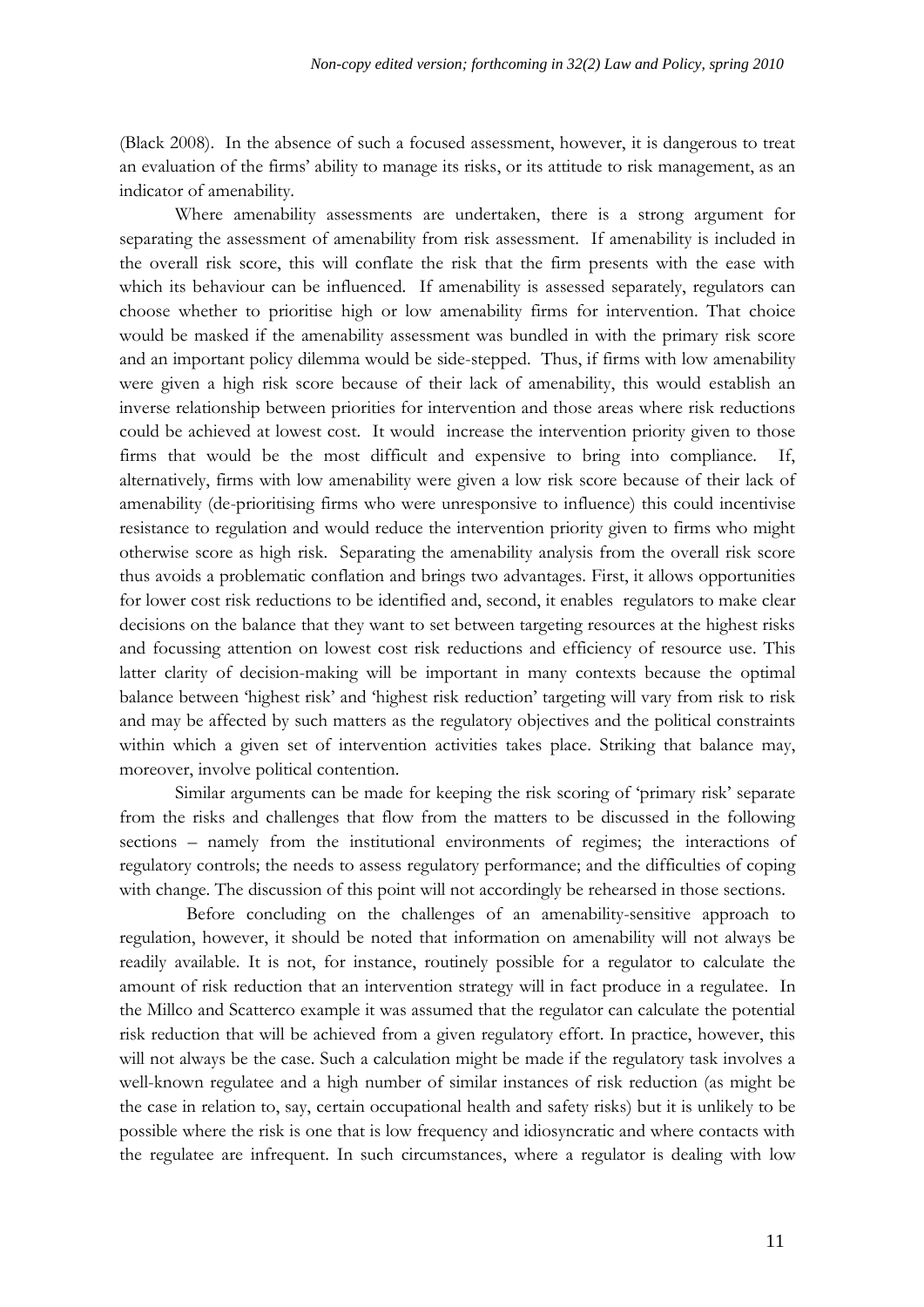(Black 2008). In the absence of such a focused assessment, however, it is dangerous to treat an evaluation of the firms' ability to manage its risks, or its attitude to risk management, as an indicator of amenability.

Where amenability assessments are undertaken, there is a strong argument for separating the assessment of amenability from risk assessment. If amenability is included in the overall risk score, this will conflate the risk that the firm presents with the ease with which its behaviour can be influenced. If amenability is assessed separately, regulators can choose whether to prioritise high or low amenability firms for intervention. That choice would be masked if the amenability assessment was bundled in with the primary risk score and an important policy dilemma would be side-stepped. Thus, if firms with low amenability were given a high risk score because of their lack of amenability, this would establish an inverse relationship between priorities for intervention and those areas where risk reductions could be achieved at lowest cost. It would increase the intervention priority given to those firms that would be the most difficult and expensive to bring into compliance. If, alternatively, firms with low amenability were given a low risk score because of their lack of amenability (de-prioritising firms who were unresponsive to influence) this could incentivise resistance to regulation and would reduce the intervention priority given to firms who might otherwise score as high risk. Separating the amenability analysis from the overall risk score thus avoids a problematic conflation and brings two advantages. First, it allows opportunities for lower cost risk reductions to be identified and, second, it enables regulators to make clear decisions on the balance that they want to set between targeting resources at the highest risks and focussing attention on lowest cost risk reductions and efficiency of resource use. This latter clarity of decision-making will be important in many contexts because the optimal balance between 'highest risk' and 'highest risk reduction' targeting will vary from risk to risk and may be affected by such matters as the regulatory objectives and the political constraints within which a given set of intervention activities takes place. Striking that balance may, moreover, involve political contention.

Similar arguments can be made for keeping the risk scoring of 'primary risk' separate from the risks and challenges that flow from the matters to be discussed in the following sections – namely from the institutional environments of regimes; the interactions of regulatory controls; the needs to assess regulatory performance; and the difficulties of coping with change. The discussion of this point will not accordingly be rehearsed in those sections.

Before concluding on the challenges of an amenability-sensitive approach to regulation, however, it should be noted that information on amenability will not always be readily available. It is not, for instance, routinely possible for a regulator to calculate the amount of risk reduction that an intervention strategy will in fact produce in a regulatee. In the Millco and Scatterco example it was assumed that the regulator can calculate the potential risk reduction that will be achieved from a given regulatory effort. In practice, however, this will not always be the case. Such a calculation might be made if the regulatory task involves a well-known regulatee and a high number of similar instances of risk reduction (as might be the case in relation to, say, certain occupational health and safety risks) but it is unlikely to be possible where the risk is one that is low frequency and idiosyncratic and where contacts with the regulatee are infrequent. In such circumstances, where a regulator is dealing with low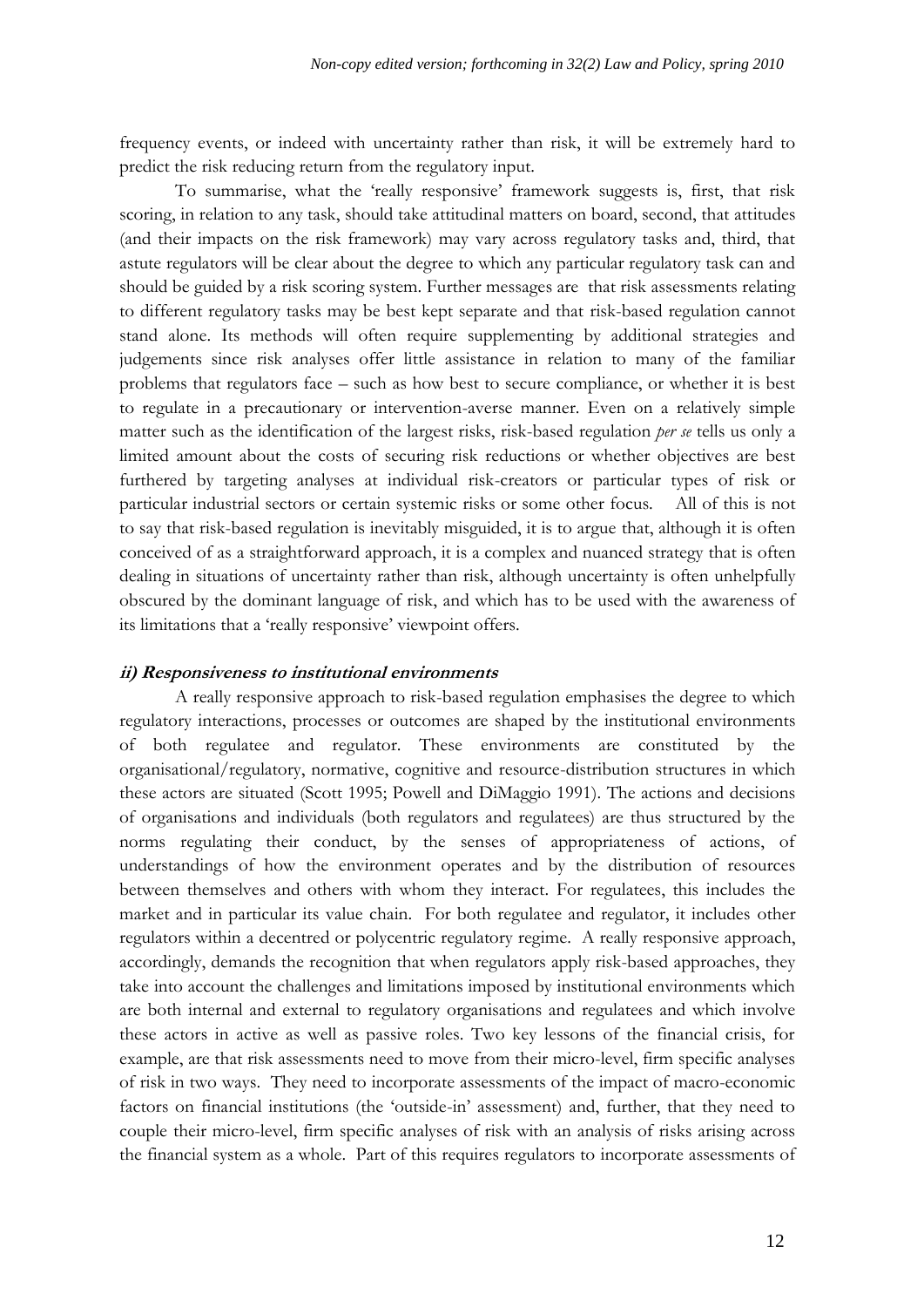frequency events, or indeed with uncertainty rather than risk, it will be extremely hard to predict the risk reducing return from the regulatory input.

To summarise, what the 'really responsive' framework suggests is, first, that risk scoring, in relation to any task, should take attitudinal matters on board, second, that attitudes (and their impacts on the risk framework) may vary across regulatory tasks and, third, that astute regulators will be clear about the degree to which any particular regulatory task can and should be guided by a risk scoring system. Further messages are that risk assessments relating to different regulatory tasks may be best kept separate and that risk-based regulation cannot stand alone. Its methods will often require supplementing by additional strategies and judgements since risk analyses offer little assistance in relation to many of the familiar problems that regulators face – such as how best to secure compliance, or whether it is best to regulate in a precautionary or intervention-averse manner. Even on a relatively simple matter such as the identification of the largest risks, risk-based regulation *per se* tells us only a limited amount about the costs of securing risk reductions or whether objectives are best furthered by targeting analyses at individual risk-creators or particular types of risk or particular industrial sectors or certain systemic risks or some other focus. All of this is not to say that risk-based regulation is inevitably misguided, it is to argue that, although it is often conceived of as a straightforward approach, it is a complex and nuanced strategy that is often dealing in situations of uncertainty rather than risk, although uncertainty is often unhelpfully obscured by the dominant language of risk, and which has to be used with the awareness of its limitations that a 'really responsive' viewpoint offers.

#### ii) Responsiveness to institutional environments

A really responsive approach to risk-based regulation emphasises the degree to which regulatory interactions, processes or outcomes are shaped by the institutional environments of both regulatee and regulator. These environments are constituted by the organisational/regulatory, normative, cognitive and resource-distribution structures in which these actors are situated (Scott 1995; Powell and DiMaggio 1991). The actions and decisions of organisations and individuals (both regulators and regulatees) are thus structured by the norms regulating their conduct, by the senses of appropriateness of actions, of understandings of how the environment operates and by the distribution of resources between themselves and others with whom they interact. For regulatees, this includes the market and in particular its value chain. For both regulatee and regulator, it includes other regulators within a decentred or polycentric regulatory regime. A really responsive approach, accordingly, demands the recognition that when regulators apply risk-based approaches, they take into account the challenges and limitations imposed by institutional environments which are both internal and external to regulatory organisations and regulatees and which involve these actors in active as well as passive roles. Two key lessons of the financial crisis, for example, are that risk assessments need to move from their micro-level, firm specific analyses of risk in two ways. They need to incorporate assessments of the impact of macro-economic factors on financial institutions (the 'outside-in' assessment) and, further, that they need to couple their micro-level, firm specific analyses of risk with an analysis of risks arising across the financial system as a whole. Part of this requires regulators to incorporate assessments of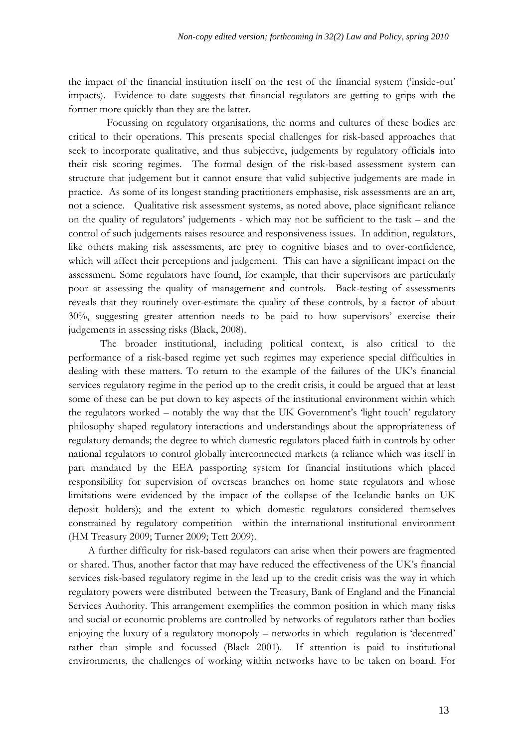the impact of the financial institution itself on the rest of the financial system ('inside-out' impacts). Evidence to date suggests that financial regulators are getting to grips with the former more quickly than they are the latter.

Focussing on regulatory organisations, the norms and cultures of these bodies are critical to their operations. This presents special challenges for risk-based approaches that seek to incorporate qualitative, and thus subjective, judgements by regulatory officials into their risk scoring regimes. The formal design of the risk-based assessment system can structure that judgement but it cannot ensure that valid subjective judgements are made in practice. As some of its longest standing practitioners emphasise, risk assessments are an art, not a science. Qualitative risk assessment systems, as noted above, place significant reliance on the quality of regulators' judgements - which may not be sufficient to the task – and the control of such judgements raises resource and responsiveness issues. In addition, regulators, like others making risk assessments, are prey to cognitive biases and to over-confidence, which will affect their perceptions and judgement. This can have a significant impact on the assessment. Some regulators have found, for example, that their supervisors are particularly poor at assessing the quality of management and controls. Back-testing of assessments reveals that they routinely over-estimate the quality of these controls, by a factor of about 30%, suggesting greater attention needs to be paid to how supervisors' exercise their judgements in assessing risks (Black, 2008).

The broader institutional, including political context, is also critical to the performance of a risk-based regime yet such regimes may experience special difficulties in dealing with these matters. To return to the example of the failures of the UK's financial services regulatory regime in the period up to the credit crisis, it could be argued that at least some of these can be put down to key aspects of the institutional environment within which the regulators worked – notably the way that the UK Government's 'light touch' regulatory philosophy shaped regulatory interactions and understandings about the appropriateness of regulatory demands; the degree to which domestic regulators placed faith in controls by other national regulators to control globally interconnected markets (a reliance which was itself in part mandated by the EEA passporting system for financial institutions which placed responsibility for supervision of overseas branches on home state regulators and whose limitations were evidenced by the impact of the collapse of the Icelandic banks on UK deposit holders); and the extent to which domestic regulators considered themselves constrained by regulatory competition within the international institutional environment (HM Treasury 2009; Turner 2009; Tett 2009).

A further difficulty for risk-based regulators can arise when their powers are fragmented or shared. Thus, another factor that may have reduced the effectiveness of the UK's financial services risk-based regulatory regime in the lead up to the credit crisis was the way in which regulatory powers were distributed between the Treasury, Bank of England and the Financial Services Authority. This arrangement exemplifies the common position in which many risks and social or economic problems are controlled by networks of regulators rather than bodies enjoying the luxury of a regulatory monopoly – networks in which regulation is 'decentred' rather than simple and focussed (Black 2001). If attention is paid to institutional environments, the challenges of working within networks have to be taken on board. For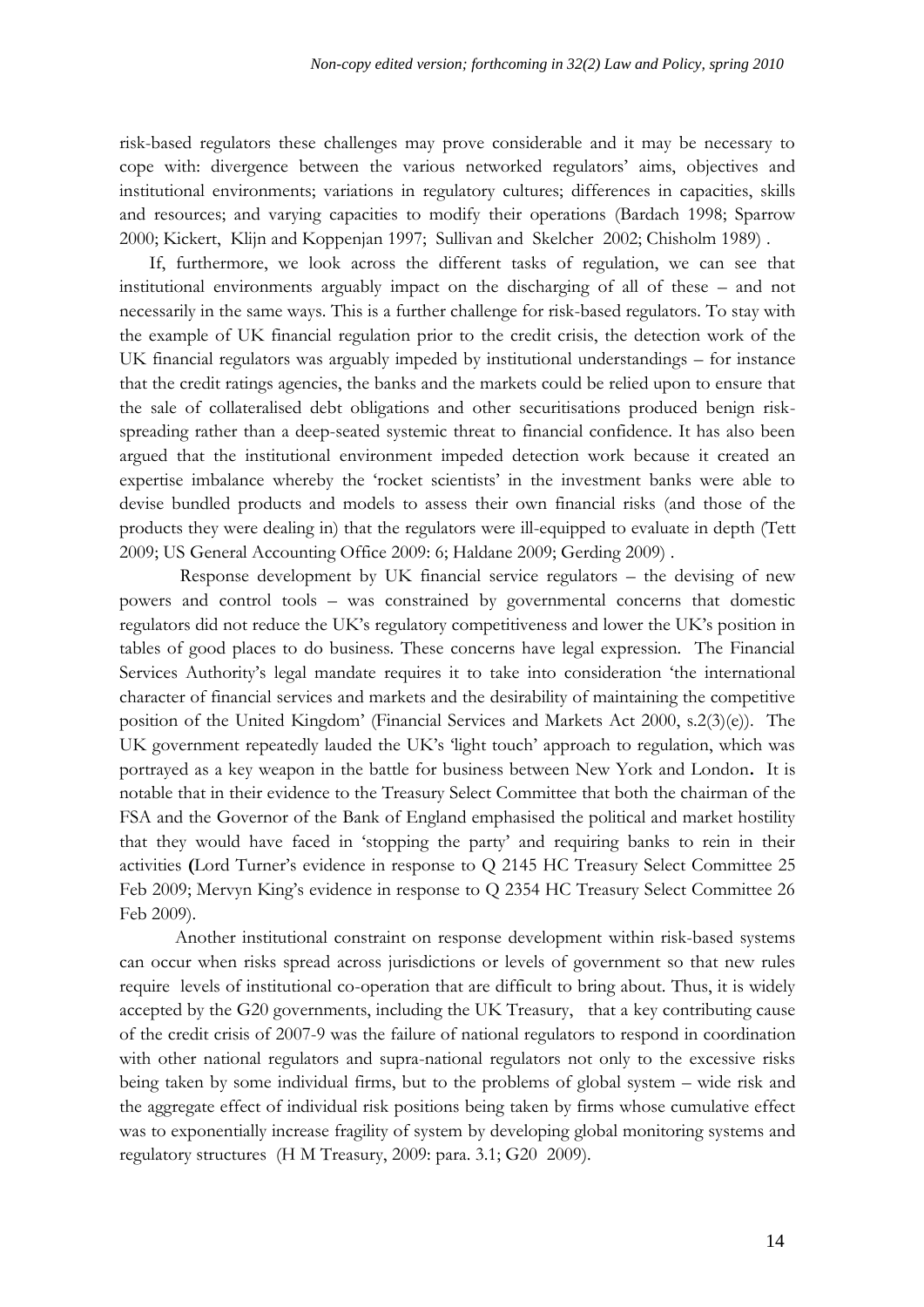risk-based regulators these challenges may prove considerable and it may be necessary to cope with: divergence between the various networked regulators' aims, objectives and institutional environments; variations in regulatory cultures; differences in capacities, skills and resources; and varying capacities to modify their operations (Bardach 1998; Sparrow 2000; Kickert, Klijn and Koppenjan 1997; Sullivan and Skelcher 2002; Chisholm 1989) .

If, furthermore, we look across the different tasks of regulation, we can see that institutional environments arguably impact on the discharging of all of these – and not necessarily in the same ways. This is a further challenge for risk-based regulators. To stay with the example of UK financial regulation prior to the credit crisis, the detection work of the UK financial regulators was arguably impeded by institutional understandings – for instance that the credit ratings agencies, the banks and the markets could be relied upon to ensure that the sale of collateralised debt obligations and other securitisations produced benign risk-spreading rather than a deep-seated systemic threat to financial confidence. It has also been argued that the institutional environment impeded detection work because it created an expertise imbalance whereby the 'rocket scientists' in the investment banks were able to devise bundled products and models to assess their own financial risks (and those of the products they were dealing in) that the regulators were ill-equipped to evaluate in depth (Tett 2009; US General Accounting Office 2009: 6; Haldane 2009; Gerding 2009) .

Response development by UK financial service regulators – the devising of new powers and control tools – was constrained by governmental concerns that domestic regulators did not reduce the UK's regulatory competitiveness and lower the UK's position in tables of good places to do business. These concerns have legal expression. The Financial Services Authority's legal mandate requires it to take into consideration 'the international character of financial services and markets and the desirability of maintaining the competitive position of the United Kingdom' (Financial Services and Markets Act 2000, s.2(3)(e)). The UK government repeatedly lauded the UK's 'light touch' approach to regulation, which was portrayed as a key weapon in the battle for business between New York and London**.** It is notable that in their evidence to the Treasury Select Committee that both the chairman of the FSA and the Governor of the Bank of England emphasised the political and market hostility that they would have faced in 'stopping the party' and requiring banks to rein in their activities **(**Lord Turner's evidence in response to Q 2145 HC Treasury Select Committee 25 Feb 2009; Mervyn King's evidence in response to Q 2354 HC Treasury Select Committee 26 Feb 2009).

Another institutional constraint on response development within risk-based systems can occur when risks spread across jurisdictions or levels of government so that new rules require levels of institutional co-operation that are difficult to bring about. Thus, it is widely accepted by the G20 governments, including the UK Treasury, that a key contributing cause of the credit crisis of 2007-9 was the failure of national regulators to respond in coordination with other national regulators and supra-national regulators not only to the excessive risks being taken by some individual firms, but to the problems of global system – wide risk and the aggregate effect of individual risk positions being taken by firms whose cumulative effect was to exponentially increase fragility of system by developing global monitoring systems and regulatory structures (H M Treasury, 2009: para. 3.1; G20 2009).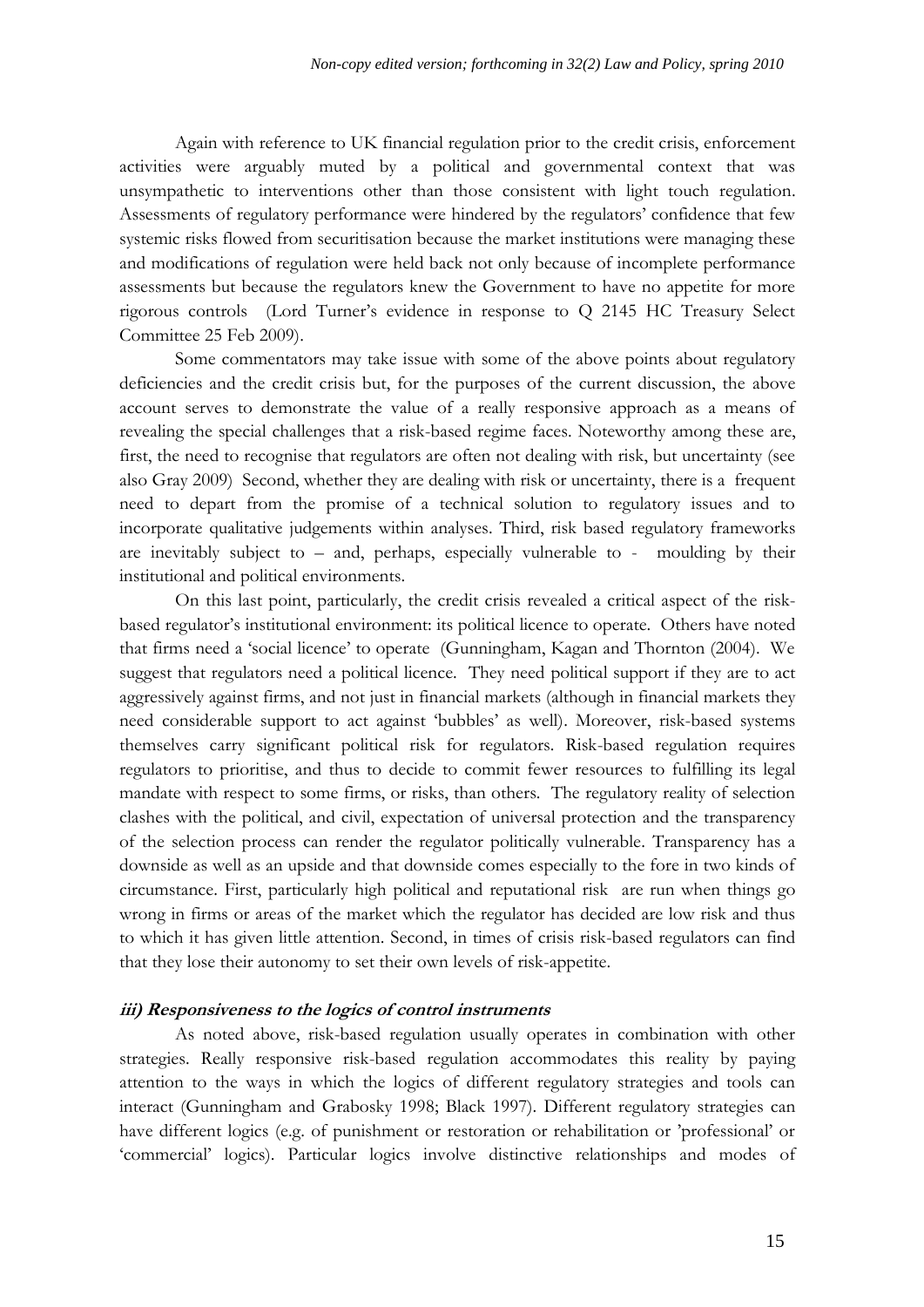Again with reference to UK financial regulation prior to the credit crisis, enforcement activities were arguably muted by a political and governmental context that was unsympathetic to interventions other than those consistent with light touch regulation. Assessments of regulatory performance were hindered by the regulators' confidence that few systemic risks flowed from securitisation because the market institutions were managing these and modifications of regulation were held back not only because of incomplete performance assessments but because the regulators knew the Government to have no appetite for more rigorous controls (Lord Turner's evidence in response to Q 2145 HC Treasury Select Committee 25 Feb 2009).

Some commentators may take issue with some of the above points about regulatory deficiencies and the credit crisis but, for the purposes of the current discussion, the above account serves to demonstrate the value of a really responsive approach as a means of revealing the special challenges that a risk-based regime faces. Noteworthy among these are, first, the need to recognise that regulators are often not dealing with risk, but uncertainty (see also Gray 2009) Second, whether they are dealing with risk or uncertainty, there is a frequent need to depart from the promise of a technical solution to regulatory issues and to incorporate qualitative judgements within analyses. Third, risk based regulatory frameworks are inevitably subject to – and, perhaps, especially vulnerable to - moulding by their institutional and political environments.

On this last point, particularly, the credit crisis revealed a critical aspect of the risk-based regulator's institutional environment: its political licence to operate. Others have noted that firms need a 'social licence' to operate (Gunningham, Kagan and Thornton (2004). We suggest that regulators need a political licence. They need political support if they are to act aggressively against firms, and not just in financial markets (although in financial markets they need considerable support to act against 'bubbles' as well). Moreover, risk-based systems themselves carry significant political risk for regulators. Risk-based regulation requires regulators to prioritise, and thus to decide to commit fewer resources to fulfilling its legal mandate with respect to some firms, or risks, than others. The regulatory reality of selection clashes with the political, and civil, expectation of universal protection and the transparency of the selection process can render the regulator politically vulnerable. Transparency has a downside as well as an upside and that downside comes especially to the fore in two kinds of circumstance. First, particularly high political and reputational risk are run when things go wrong in firms or areas of the market which the regulator has decided are low risk and thus to which it has given little attention. Second, in times of crisis risk-based regulators can find that they lose their autonomy to set their own levels of risk-appetite.

#### *iii) Responsiveness to the logics of control instruments*

As noted above, risk-based regulation usually operates in combination with other strategies. Really responsive risk-based regulation accommodates this reality by paying attention to the ways in which the logics of different regulatory strategies and tools can interact (Gunningham and Grabosky 1998; Black 1997). Different regulatory strategies can have different logics (e.g. of punishment or restoration or rehabilitation or 'professional' or 'commercial' logics). Particular logics involve distinctive relationships and modes of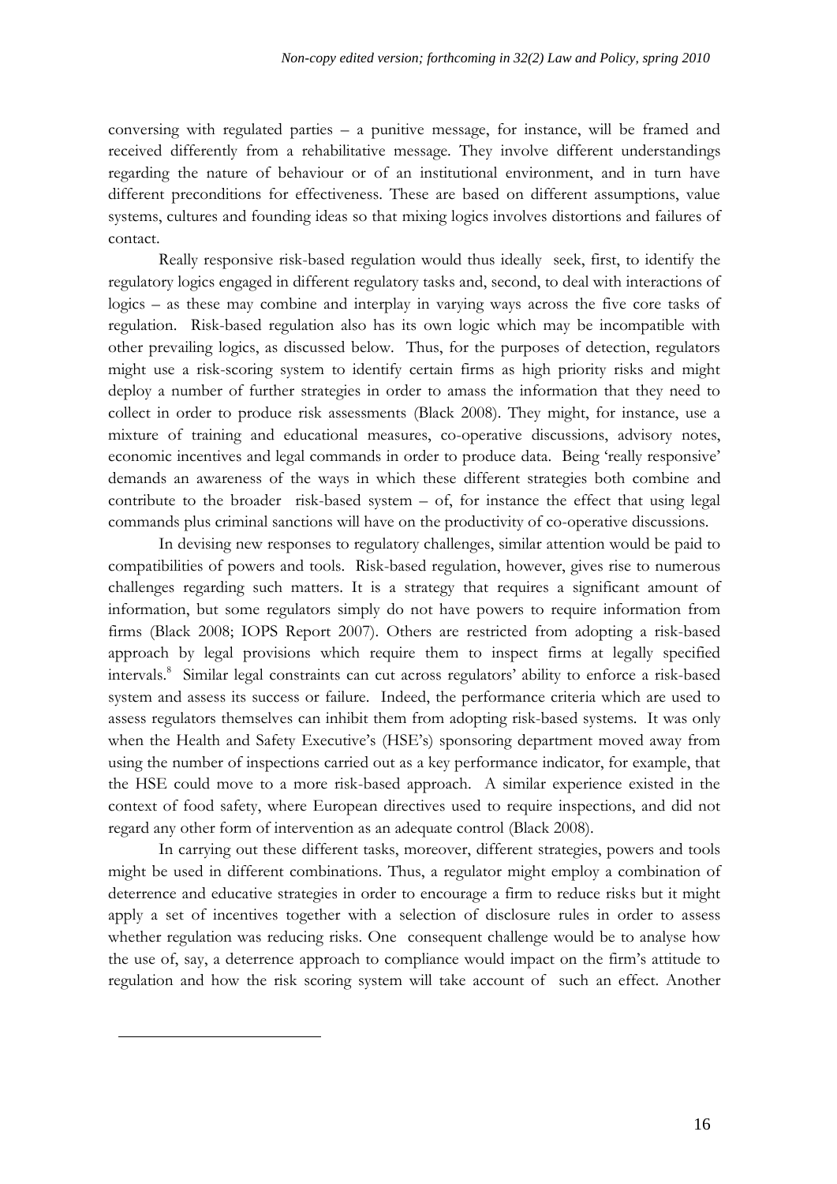conversing with regulated parties – a punitive message, for instance, will be framed and received differently from a rehabilitative message. They involve different understandings regarding the nature of behaviour or of an institutional environment, and in turn have different preconditions for effectiveness. These are based on different assumptions, value systems, cultures and founding ideas so that mixing logics involves distortions and failures of contact.

Really responsive risk-based regulation would thus ideally seek, first, to identify the regulatory logics engaged in different regulatory tasks and, second, to deal with interactions of logics – as these may combine and interplay in varying ways across the five core tasks of regulation. Risk-based regulation also has its own logic which may be incompatible with other prevailing logics, as discussed below. Thus, for the purposes of detection, regulators might use a risk-scoring system to identify certain firms as high priority risks and might deploy a number of further strategies in order to amass the information that they need to collect in order to produce risk assessments (Black 2008). They might, for instance, use a mixture of training and educational measures, co-operative discussions, advisory notes, economic incentives and legal commands in order to produce data. Being 'really responsive' demands an awareness of the ways in which these different strategies both combine and contribute to the broader risk-based system – of, for instance the effect that using legal commands plus criminal sanctions will have on the productivity of co-operative discussions.

In devising new responses to regulatory challenges, similar attention would be paid to compatibilities of powers and tools. Risk-based regulation, however, gives rise to numerous challenges regarding such matters. It is a strategy that requires a significant amount of information, but some regulators simply do not have powers to require information from firms (Black 2008; IOPS Report 2007). Others are restricted from adopting a risk-based approach by legal provisions which require them to inspect firms at legally specified intervals.[8] Similar legal constraints can cut across regulators' ability to enforce a risk-based system and assess its success or failure. Indeed, the performance criteria which are used to assess regulators themselves can inhibit them from adopting risk-based systems. It was only when the Health and Safety Executive's (HSE's) sponsoring department moved away from using the number of inspections carried out as a key performance indicator, for example, that the HSE could move to a more risk-based approach. A similar experience existed in the context of food safety, where European directives used to require inspections, and did not regard any other form of intervention as an adequate control (Black 2008).

In carrying out these different tasks, moreover, different strategies, powers and tools might be used in different combinations. Thus, a regulator might employ a combination of deterrence and educative strategies in order to encourage a firm to reduce risks but it might apply a set of incentives together with a selection of disclosure rules in order to assess whether regulation was reducing risks. One consequent challenge would be to analyse how the use of, say, a deterrence approach to compliance would impact on the firm's attitude to regulation and how the risk scoring system will take account of such an effect. Another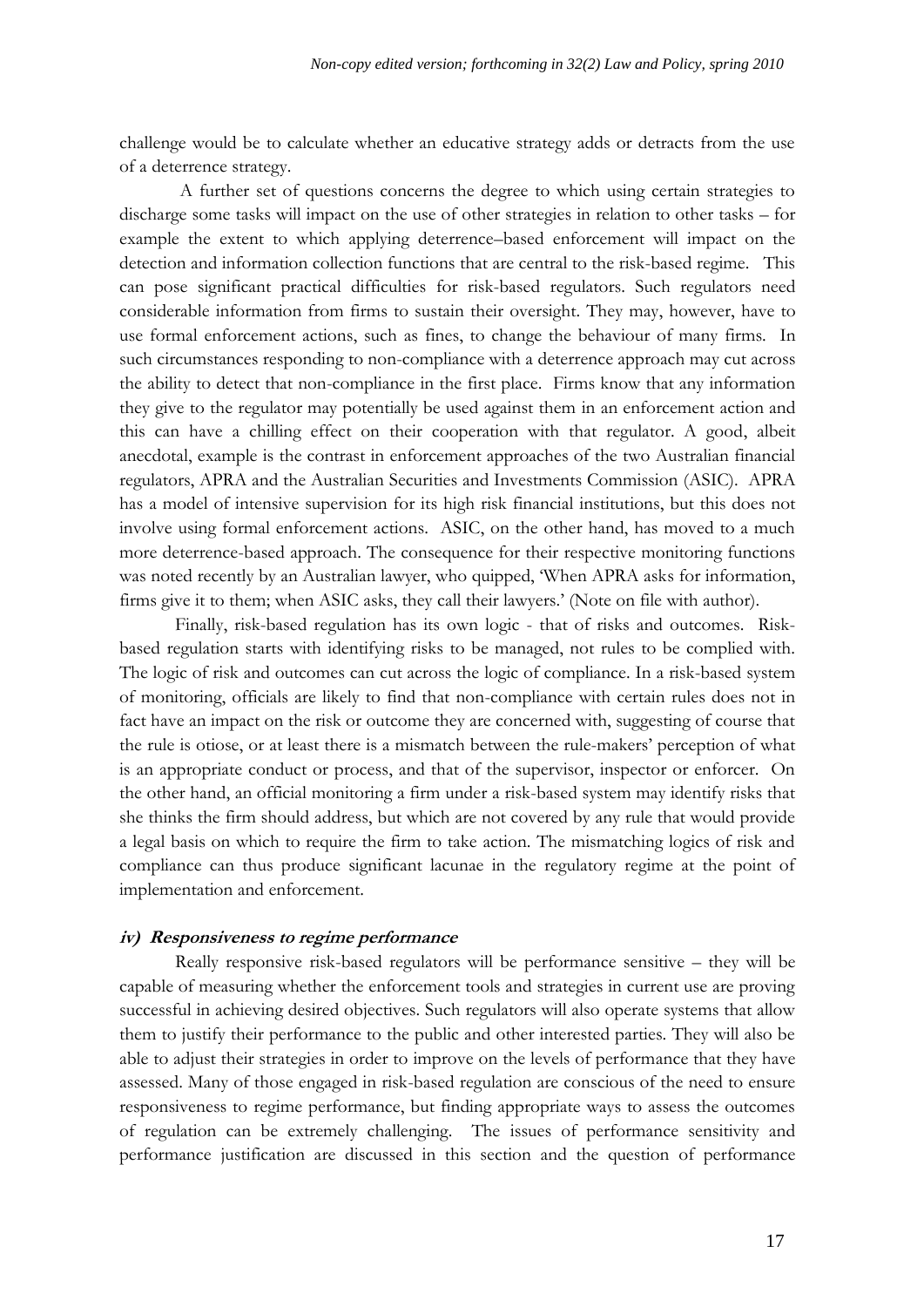challenge would be to calculate whether an educative strategy adds or detracts from the use of a deterrence strategy.

A further set of questions concerns the degree to which using certain strategies to discharge some tasks will impact on the use of other strategies in relation to other tasks – for example the extent to which applying deterrence–based enforcement will impact on the detection and information collection functions that are central to the risk-based regime. This can pose significant practical difficulties for risk-based regulators. Such regulators need considerable information from firms to sustain their oversight. They may, however, have to use formal enforcement actions, such as fines, to change the behaviour of many firms. In such circumstances responding to non-compliance with a deterrence approach may cut across the ability to detect that non-compliance in the first place. Firms know that any information they give to the regulator may potentially be used against them in an enforcement action and this can have a chilling effect on their cooperation with that regulator. A good, albeit anecdotal, example is the contrast in enforcement approaches of the two Australian financial regulators, APRA and the Australian Securities and Investments Commission (ASIC). APRA has a model of intensive supervision for its high risk financial institutions, but this does not involve using formal enforcement actions. ASIC, on the other hand, has moved to a much more deterrence-based approach. The consequence for their respective monitoring functions was noted recently by an Australian lawyer, who quipped, 'When APRA asks for information, firms give it to them; when ASIC asks, they call their lawyers.' (Note on file with author).

Finally, risk-based regulation has its own logic - that of risks and outcomes. Risk-based regulation starts with identifying risks to be managed, not rules to be complied with. The logic of risk and outcomes can cut across the logic of compliance. In a risk-based system of monitoring, officials are likely to find that non-compliance with certain rules does not in fact have an impact on the risk or outcome they are concerned with, suggesting of course that the rule is otiose, or at least there is a mismatch between the rule-makers' perception of what is an appropriate conduct or process, and that of the supervisor, inspector or enforcer. On the other hand, an official monitoring a firm under a risk-based system may identify risks that she thinks the firm should address, but which are not covered by any rule that would provide a legal basis on which to require the firm to take action. The mismatching logics of risk and compliance can thus produce significant lacunae in the regulatory regime at the point of implementation and enforcement.

#### *iv) Responsiveness to regime performance*

Really responsive risk-based regulators will be performance sensitive – they will be capable of measuring whether the enforcement tools and strategies in current use are proving successful in achieving desired objectives. Such regulators will also operate systems that allow them to justify their performance to the public and other interested parties. They will also be able to adjust their strategies in order to improve on the levels of performance that they have assessed. Many of those engaged in risk-based regulation are conscious of the need to ensure responsiveness to regime performance, but finding appropriate ways to assess the outcomes of regulation can be extremely challenging. The issues of performance sensitivity and performance justification are discussed in this section and the question of performance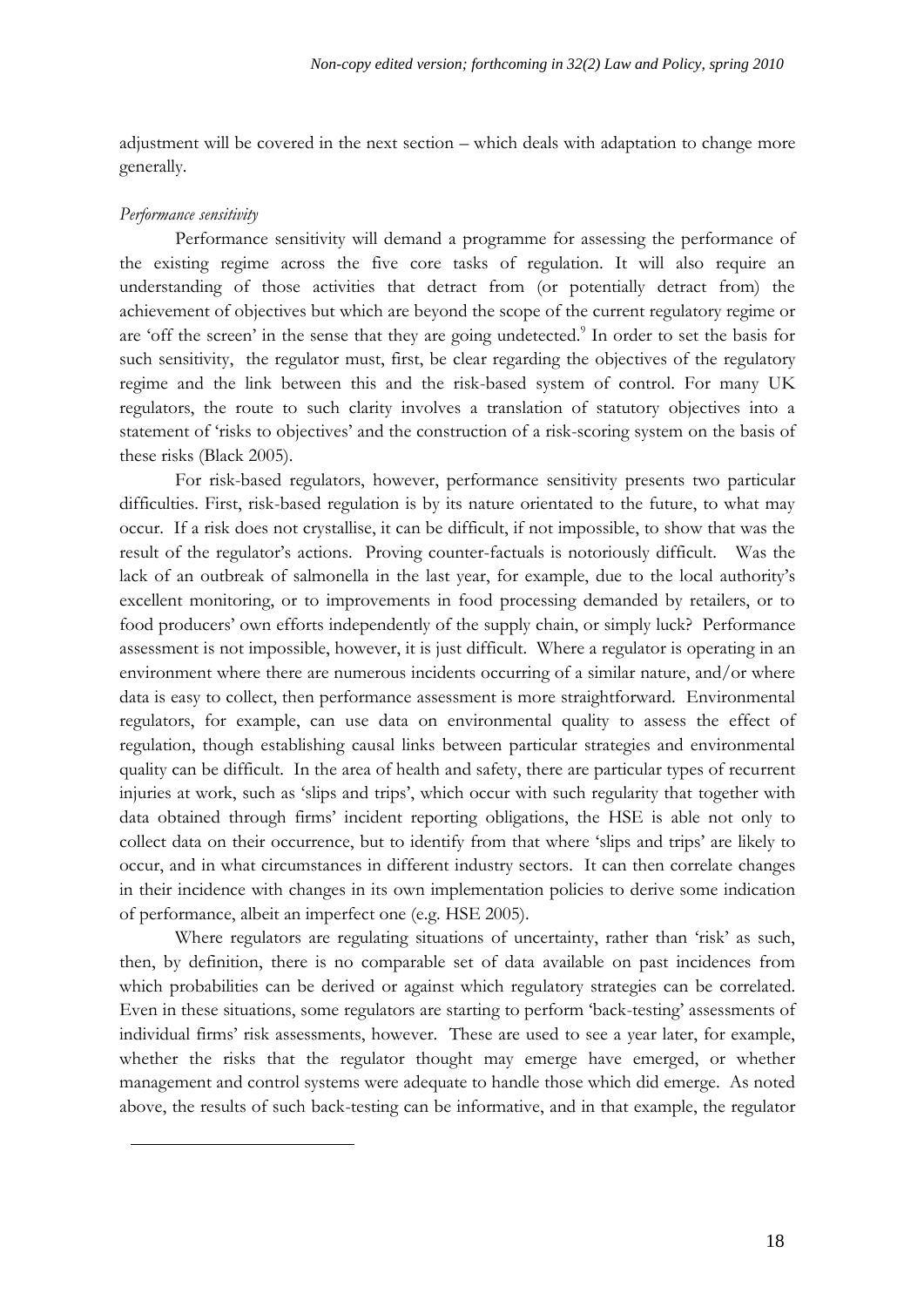adjustment will be covered in the next section – which deals with adaptation to change more generally.

*Performance sensitivity*

Performance sensitivity will demand a programme for assessing the performance of the existing regime across the five core tasks of regulation. It will also require an understanding of those activities that detract from (or potentially detract from) the achievement of objectives but which are beyond the scope of the current regulatory regime or are 'off the screen' in the sense that they are going undetected.[9] In order to set the basis for such sensitivity, the regulator must, first, be clear regarding the objectives of the regulatory regime and the link between this and the risk-based system of control. For many UK regulators, the route to such clarity involves a translation of statutory objectives into a statement of 'risks to objectives' and the construction of a risk-scoring system on the basis of these risks (Black 2005).

For risk-based regulators, however, performance sensitivity presents two particular difficulties. First, risk-based regulation is by its nature orientated to the future, to what may occur. If a risk does not crystallise, it can be difficult, if not impossible, to show that was the result of the regulator's actions. Proving counter-factuals is notoriously difficult. Was the lack of an outbreak of salmonella in the last year, for example, due to the local authority's excellent monitoring, or to improvements in food processing demanded by retailers, or to food producers' own efforts independently of the supply chain, or simply luck? Performance assessment is not impossible, however, it is just difficult. Where a regulator is operating in an environment where there are numerous incidents occurring of a similar nature, and/or where data is easy to collect, then performance assessment is more straightforward. Environmental regulators, for example, can use data on environmental quality to assess the effect of regulation, though establishing causal links between particular strategies and environmental quality can be difficult. In the area of health and safety, there are particular types of recurrent injuries at work, such as 'slips and trips', which occur with such regularity that together with data obtained through firms' incident reporting obligations, the HSE is able not only to collect data on their occurrence, but to identify from that where 'slips and trips' are likely to occur, and in what circumstances in different industry sectors. It can then correlate changes in their incidence with changes in its own implementation policies to derive some indication of performance, albeit an imperfect one (e.g. HSE 2005).

Where regulators are regulating situations of uncertainty, rather than 'risk' as such, then, by definition, there is no comparable set of data available on past incidences from which probabilities can be derived or against which regulatory strategies can be correlated. Even in these situations, some regulators are starting to perform 'back-testing' assessments of individual firms' risk assessments, however. These are used to see a year later, for example, whether the risks that the regulator thought may emerge have emerged, or whether management and control systems were adequate to handle those which did emerge. As noted above, the results of such back-testing can be informative, and in that example, the regulator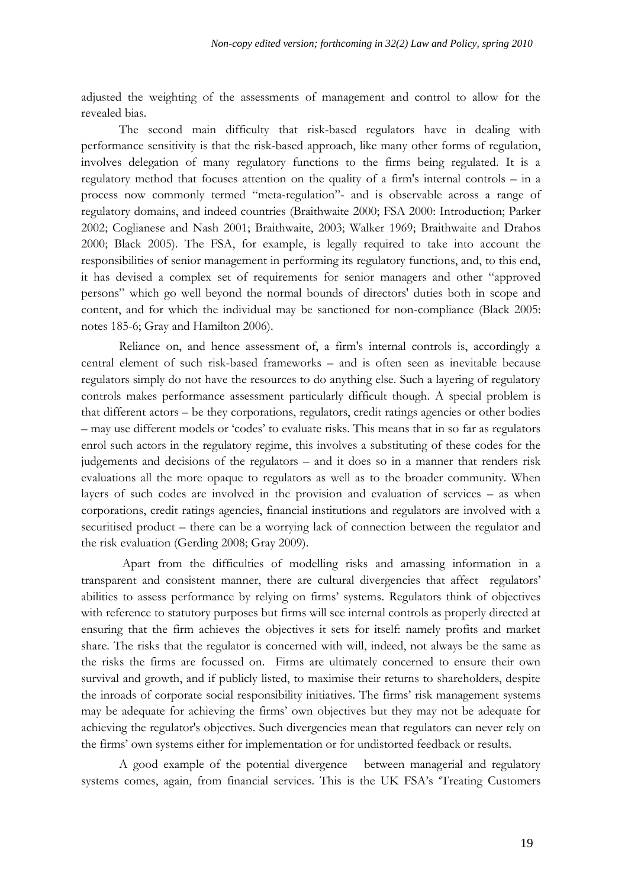adjusted the weighting of the assessments of management and control to allow for the revealed bias.

The second main difficulty that risk-based regulators have in dealing with performance sensitivity is that the risk-based approach, like many other forms of regulation, involves delegation of many regulatory functions to the firms being regulated. It is a regulatory method that focuses attention on the quality of a firm's internal controls – in a process now commonly termed "meta-regulation"- and is observable across a range of regulatory domains, and indeed countries (Braithwaite 2000; FSA 2000: Introduction; Parker 2002; Coglianese and Nash 2001; Braithwaite, 2003; Walker 1969; Braithwaite and Drahos 2000; Black 2005). The FSA, for example, is legally required to take into account the responsibilities of senior management in performing its regulatory functions, and, to this end, it has devised a complex set of requirements for senior managers and other "approved persons" which go well beyond the normal bounds of directors' duties both in scope and content, and for which the individual may be sanctioned for non-compliance (Black 2005: notes 185-6; Gray and Hamilton 2006).

Reliance on, and hence assessment of, a firm's internal controls is, accordingly a central element of such risk-based frameworks – and is often seen as inevitable because regulators simply do not have the resources to do anything else. Such a layering of regulatory controls makes performance assessment particularly difficult though. A special problem is that different actors – be they corporations, regulators, credit ratings agencies or other bodies – may use different models or 'codes' to evaluate risks. This means that in so far as regulators enrol such actors in the regulatory regime, this involves a substituting of these codes for the judgements and decisions of the regulators – and it does so in a manner that renders risk evaluations all the more opaque to regulators as well as to the broader community. When layers of such codes are involved in the provision and evaluation of services – as when corporations, credit ratings agencies, financial institutions and regulators are involved with a securitised product – there can be a worrying lack of connection between the regulator and the risk evaluation (Gerding 2008; Gray 2009).

Apart from the difficulties of modelling risks and amassing information in a transparent and consistent manner, there are cultural divergencies that affect regulators' abilities to assess performance by relying on firms' systems. Regulators think of objectives with reference to statutory purposes but firms will see internal controls as properly directed at ensuring that the firm achieves the objectives it sets for itself: namely profits and market share. The risks that the regulator is concerned with will, indeed, not always be the same as the risks the firms are focussed on. Firms are ultimately concerned to ensure their own survival and growth, and if publicly listed, to maximise their returns to shareholders, despite the inroads of corporate social responsibility initiatives. The firms' risk management systems may be adequate for achieving the firms' own objectives but they may not be adequate for achieving the regulator's objectives. Such divergencies mean that regulators can never rely on the firms' own systems either for implementation or for undistorted feedback or results.

A good example of the potential divergence between managerial and regulatory systems comes, again, from financial services. This is the UK FSA's 'Treating Customers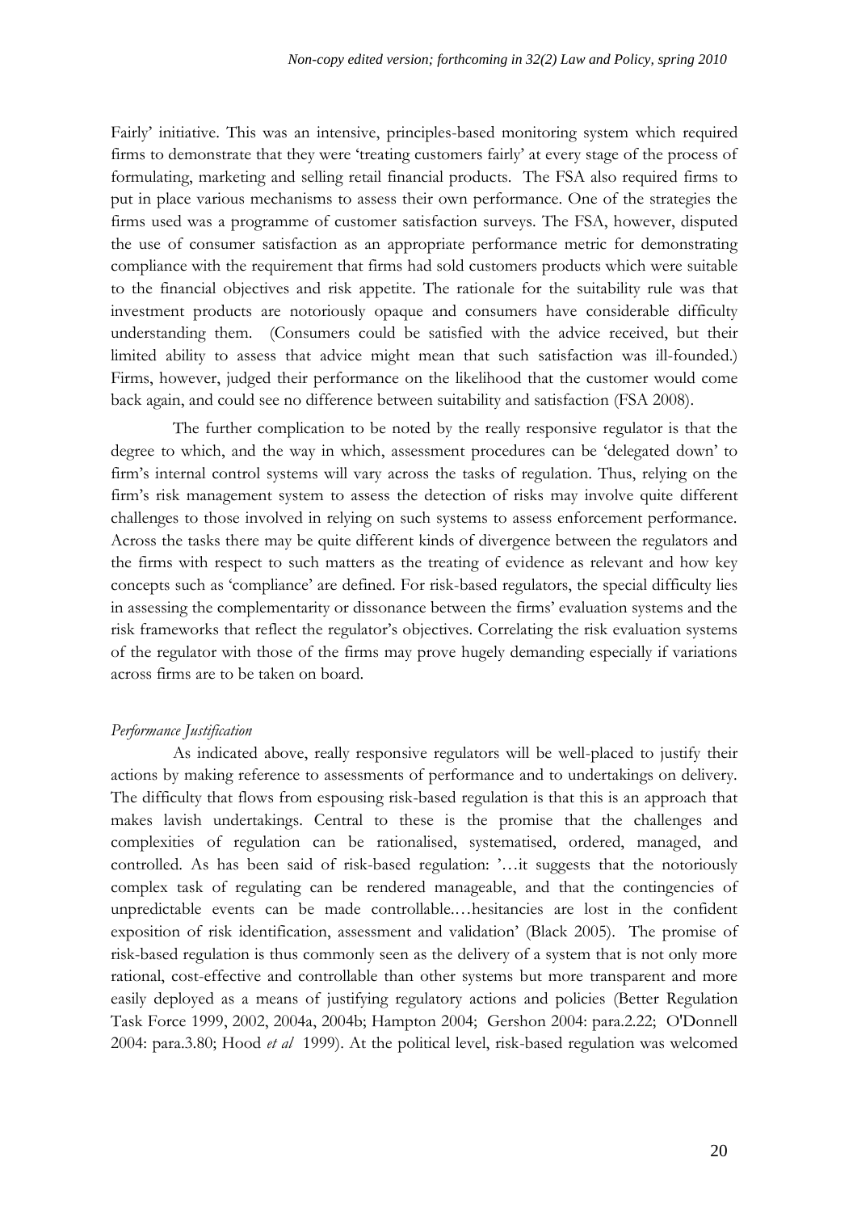Fairly' initiative. This was an intensive, principles-based monitoring system which required firms to demonstrate that they were 'treating customers fairly' at every stage of the process of formulating, marketing and selling retail financial products. The FSA also required firms to put in place various mechanisms to assess their own performance. One of the strategies the firms used was a programme of customer satisfaction surveys. The FSA, however, disputed the use of consumer satisfaction as an appropriate performance metric for demonstrating compliance with the requirement that firms had sold customers products which were suitable to the financial objectives and risk appetite. The rationale for the suitability rule was that investment products are notoriously opaque and consumers have considerable difficulty understanding them. (Consumers could be satisfied with the advice received, but their limited ability to assess that advice might mean that such satisfaction was ill-founded.) Firms, however, judged their performance on the likelihood that the customer would come back again, and could see no difference between suitability and satisfaction (FSA 2008).

The further complication to be noted by the really responsive regulator is that the degree to which, and the way in which, assessment procedures can be 'delegated down' to firm's internal control systems will vary across the tasks of regulation. Thus, relying on the firm's risk management system to assess the detection of risks may involve quite different challenges to those involved in relying on such systems to assess enforcement performance. Across the tasks there may be quite different kinds of divergence between the regulators and the firms with respect to such matters as the treating of evidence as relevant and how key concepts such as 'compliance' are defined. For risk-based regulators, the special difficulty lies in assessing the complementarity or dissonance between the firms' evaluation systems and the risk frameworks that reflect the regulator's objectives. Correlating the risk evaluation systems of the regulator with those of the firms may prove hugely demanding especially if variations across firms are to be taken on board.

*Performance Justification*

As indicated above, really responsive regulators will be well-placed to justify their actions by making reference to assessments of performance and to undertakings on delivery. The difficulty that flows from espousing risk-based regulation is that this is an approach that makes lavish undertakings. Central to these is the promise that the challenges and complexities of regulation can be rationalised, systematised, ordered, managed, and controlled. As has been said of risk-based regulation: '…it suggests that the notoriously complex task of regulating can be rendered manageable, and that the contingencies of unpredictable events can be made controllable.…hesitancies are lost in the confident exposition of risk identification, assessment and validation' (Black 2005). The promise of risk-based regulation is thus commonly seen as the delivery of a system that is not only more rational, cost-effective and controllable than other systems but more transparent and more easily deployed as a means of justifying regulatory actions and policies (Better Regulation Task Force 1999, 2002, 2004a, 2004b; Hampton 2004; Gershon 2004: para.2.22; O'Donnell 2004: para.3.80; Hood *et al* 1999). At the political level, risk-based regulation was welcomed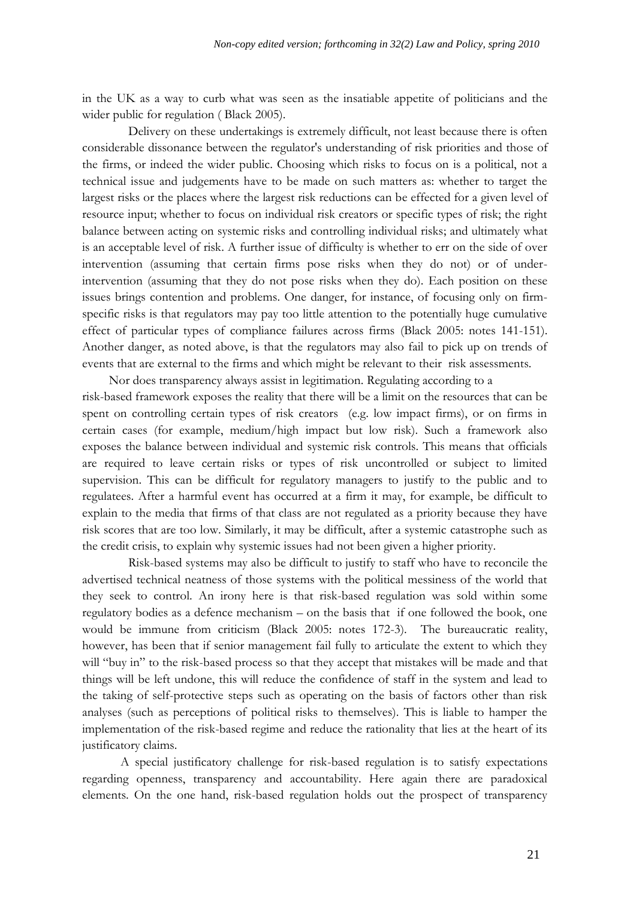in the UK as a way to curb what was seen as the insatiable appetite of politicians and the wider public for regulation ( Black 2005).

Delivery on these undertakings is extremely difficult, not least because there is often considerable dissonance between the regulator's understanding of risk priorities and those of the firms, or indeed the wider public. Choosing which risks to focus on is a political, not a technical issue and judgements have to be made on such matters as: whether to target the largest risks or the places where the largest risk reductions can be effected for a given level of resource input; whether to focus on individual risk creators or specific types of risk; the right balance between acting on systemic risks and controlling individual risks; and ultimately what is an acceptable level of risk. A further issue of difficulty is whether to err on the side of over intervention (assuming that certain firms pose risks when they do not) or of under-intervention (assuming that they do not pose risks when they do). Each position on these issues brings contention and problems. One danger, for instance, of focusing only on firm-specific risks is that regulators may pay too little attention to the potentially huge cumulative effect of particular types of compliance failures across firms (Black 2005: notes 141-151). Another danger, as noted above, is that the regulators may also fail to pick up on trends of events that are external to the firms and which might be relevant to their risk assessments.

Nor does transparency always assist in legitimation. Regulating according to a risk-based framework exposes the reality that there will be a limit on the resources that can be spent on controlling certain types of risk creators (e.g. low impact firms), or on firms in certain cases (for example, medium/high impact but low risk). Such a framework also exposes the balance between individual and systemic risk controls. This means that officials are required to leave certain risks or types of risk uncontrolled or subject to limited supervision. This can be difficult for regulatory managers to justify to the public and to regulatees. After a harmful event has occurred at a firm it may, for example, be difficult to explain to the media that firms of that class are not regulated as a priority because they have risk scores that are too low. Similarly, it may be difficult, after a systemic catastrophe such as the credit crisis, to explain why systemic issues had not been given a higher priority.

Risk-based systems may also be difficult to justify to staff who have to reconcile the advertised technical neatness of those systems with the political messiness of the world that they seek to control. An irony here is that risk-based regulation was sold within some regulatory bodies as a defence mechanism – on the basis that if one followed the book, one would be immune from criticism (Black 2005: notes 172-3). The bureaucratic reality, however, has been that if senior management fail fully to articulate the extent to which they will "buy in" to the risk-based process so that they accept that mistakes will be made and that things will be left undone, this will reduce the confidence of staff in the system and lead to the taking of self-protective steps such as operating on the basis of factors other than risk analyses (such as perceptions of political risks to themselves). This is liable to hamper the implementation of the risk-based regime and reduce the rationality that lies at the heart of its justificatory claims.

A special justificatory challenge for risk-based regulation is to satisfy expectations regarding openness, transparency and accountability. Here again there are paradoxical elements. On the one hand, risk-based regulation holds out the prospect of transparency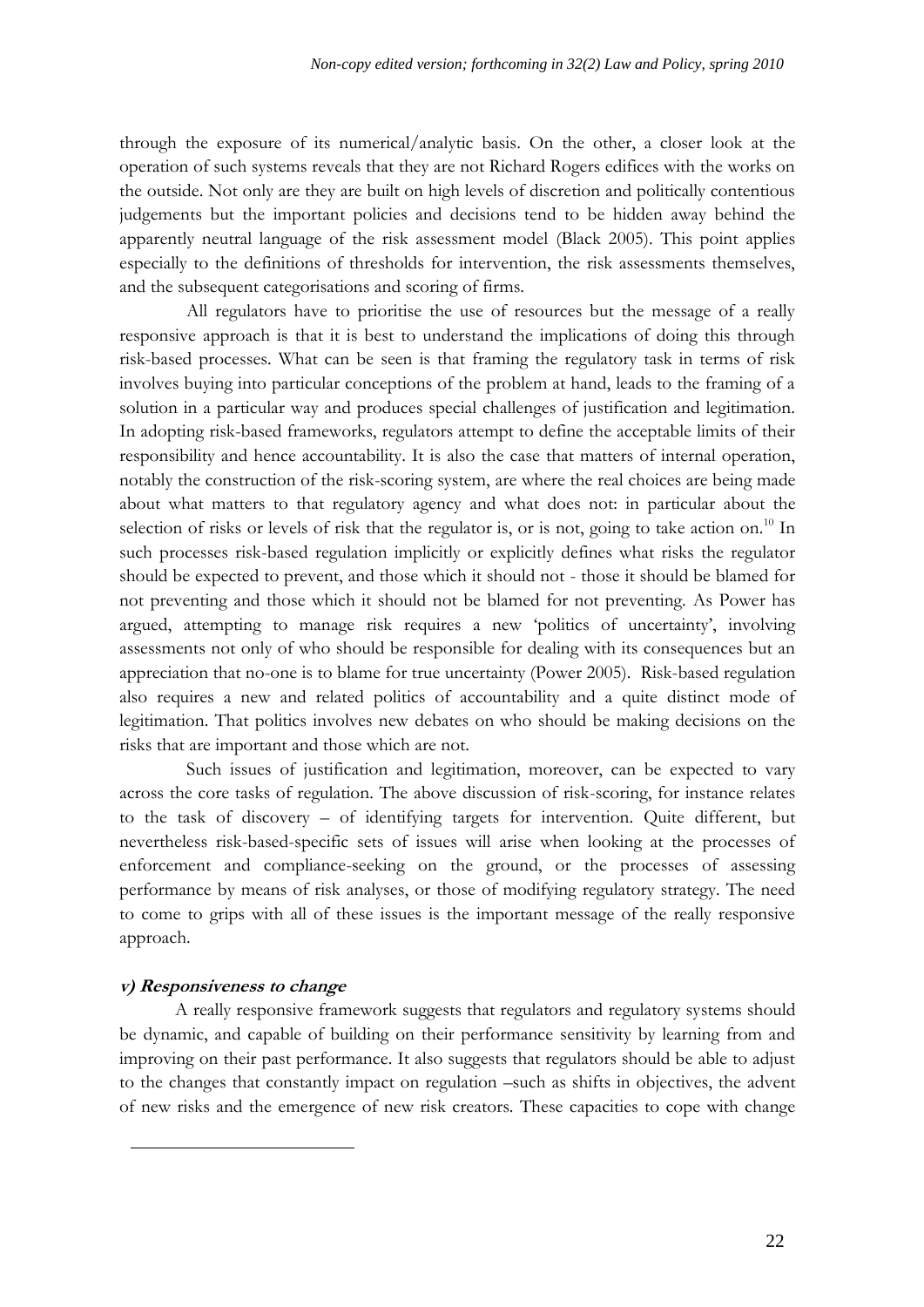through the exposure of its numerical/analytic basis. On the other, a closer look at the operation of such systems reveals that they are not Richard Rogers edifices with the works on the outside. Not only are they are built on high levels of discretion and politically contentious judgements but the important policies and decisions tend to be hidden away behind the apparently neutral language of the risk assessment model (Black 2005). This point applies especially to the definitions of thresholds for intervention, the risk assessments themselves, and the subsequent categorisations and scoring of firms.

All regulators have to prioritise the use of resources but the message of a really responsive approach is that it is best to understand the implications of doing this through risk-based processes. What can be seen is that framing the regulatory task in terms of risk involves buying into particular conceptions of the problem at hand, leads to the framing of a solution in a particular way and produces special challenges of justification and legitimation. In adopting risk-based frameworks, regulators attempt to define the acceptable limits of their responsibility and hence accountability. It is also the case that matters of internal operation, notably the construction of the risk-scoring system, are where the real choices are being made about what matters to that regulatory agency and what does not: in particular about the selection of risks or levels of risk that the regulator is, or is not, going to take action on.[10] In such processes risk-based regulation implicitly or explicitly defines what risks the regulator should be expected to prevent, and those which it should not - those it should be blamed for not preventing and those which it should not be blamed for not preventing. As Power has argued, attempting to manage risk requires a new 'politics of uncertainty', involving assessments not only of who should be responsible for dealing with its consequences but an appreciation that no-one is to blame for true uncertainty (Power 2005). Risk-based regulation also requires a new and related politics of accountability and a quite distinct mode of legitimation. That politics involves new debates on who should be making decisions on the risks that are important and those which are not.

Such issues of justification and legitimation, moreover, can be expected to vary across the core tasks of regulation. The above discussion of risk-scoring, for instance relates to the task of discovery – of identifying targets for intervention. Quite different, but nevertheless risk-based-specific sets of issues will arise when looking at the processes of enforcement and compliance-seeking on the ground, or the processes of assessing performance by means of risk analyses, or those of modifying regulatory strategy. The need to come to grips with all of these issues is the important message of the really responsive approach.

***v) Responsiveness to change***

A really responsive framework suggests that regulators and regulatory systems should be dynamic, and capable of building on their performance sensitivity by learning from and improving on their past performance. It also suggests that regulators should be able to adjust to the changes that constantly impact on regulation –such as shifts in objectives, the advent of new risks and the emergence of new risk creators. These capacities to cope with change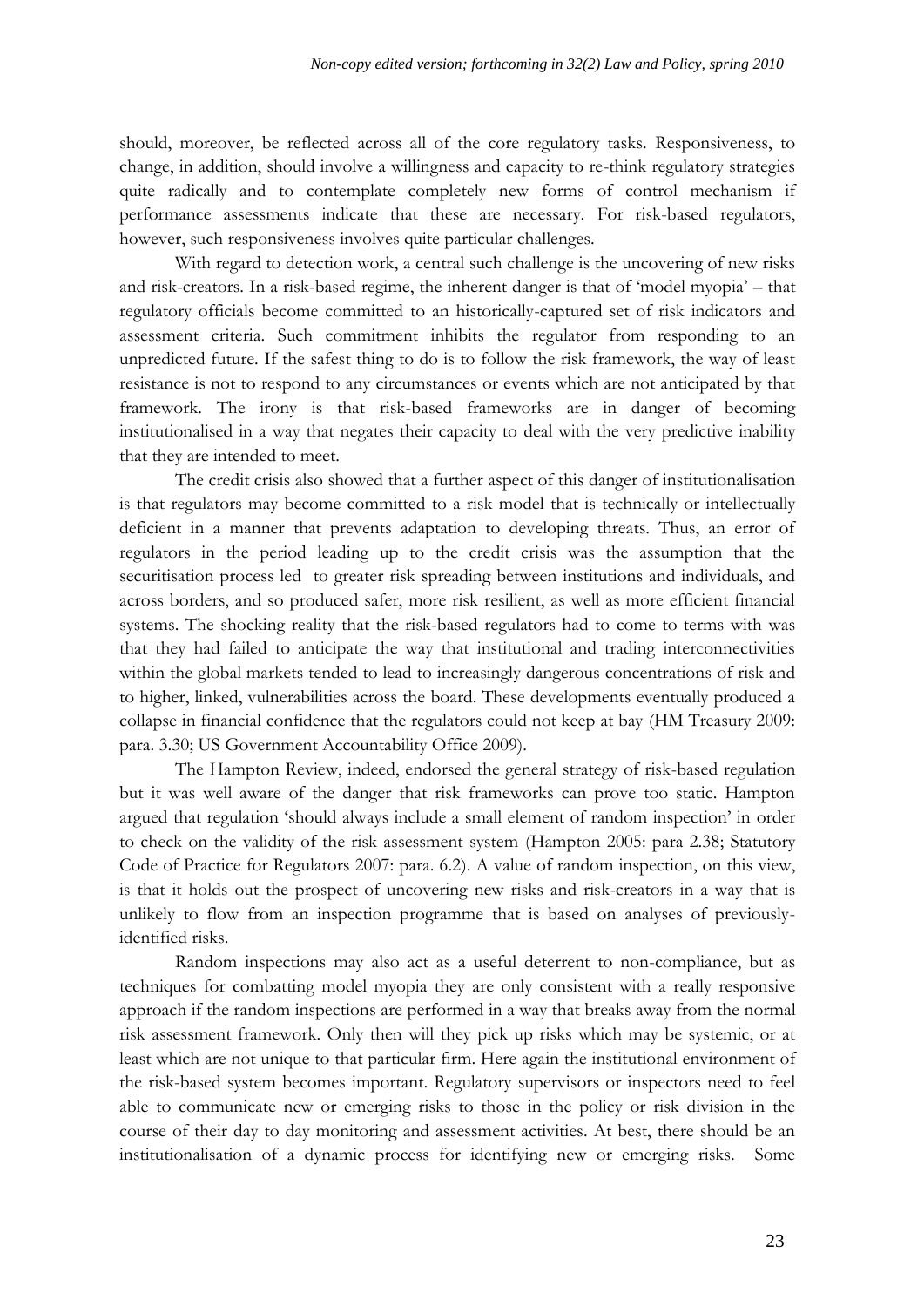should, moreover, be reflected across all of the core regulatory tasks. Responsiveness, to change, in addition, should involve a willingness and capacity to re-think regulatory strategies quite radically and to contemplate completely new forms of control mechanism if performance assessments indicate that these are necessary. For risk-based regulators, however, such responsiveness involves quite particular challenges.

With regard to detection work, a central such challenge is the uncovering of new risks and risk-creators. In a risk-based regime, the inherent danger is that of 'model myopia' – that regulatory officials become committed to an historically-captured set of risk indicators and assessment criteria. Such commitment inhibits the regulator from responding to an unpredicted future. If the safest thing to do is to follow the risk framework, the way of least resistance is not to respond to any circumstances or events which are not anticipated by that framework. The irony is that risk-based frameworks are in danger of becoming institutionalised in a way that negates their capacity to deal with the very predictive inability that they are intended to meet.

The credit crisis also showed that a further aspect of this danger of institutionalisation is that regulators may become committed to a risk model that is technically or intellectually deficient in a manner that prevents adaptation to developing threats. Thus, an error of regulators in the period leading up to the credit crisis was the assumption that the securitisation process led to greater risk spreading between institutions and individuals, and across borders, and so produced safer, more risk resilient, as well as more efficient financial systems. The shocking reality that the risk-based regulators had to come to terms with was that they had failed to anticipate the way that institutional and trading interconnectivities within the global markets tended to lead to increasingly dangerous concentrations of risk and to higher, linked, vulnerabilities across the board. These developments eventually produced a collapse in financial confidence that the regulators could not keep at bay (HM Treasury 2009: para. 3.30; US Government Accountability Office 2009).

The Hampton Review, indeed, endorsed the general strategy of risk-based regulation but it was well aware of the danger that risk frameworks can prove too static. Hampton argued that regulation 'should always include a small element of random inspection' in order to check on the validity of the risk assessment system (Hampton 2005: para 2.38; Statutory Code of Practice for Regulators 2007: para. 6.2). A value of random inspection, on this view, is that it holds out the prospect of uncovering new risks and risk-creators in a way that is unlikely to flow from an inspection programme that is based on analyses of previously-identified risks.

Random inspections may also act as a useful deterrent to non-compliance, but as techniques for combatting model myopia they are only consistent with a really responsive approach if the random inspections are performed in a way that breaks away from the normal risk assessment framework. Only then will they pick up risks which may be systemic, or at least which are not unique to that particular firm. Here again the institutional environment of the risk-based system becomes important. Regulatory supervisors or inspectors need to feel able to communicate new or emerging risks to those in the policy or risk division in the course of their day to day monitoring and assessment activities. At best, there should be an institutionalisation of a dynamic process for identifying new or emerging risks. Some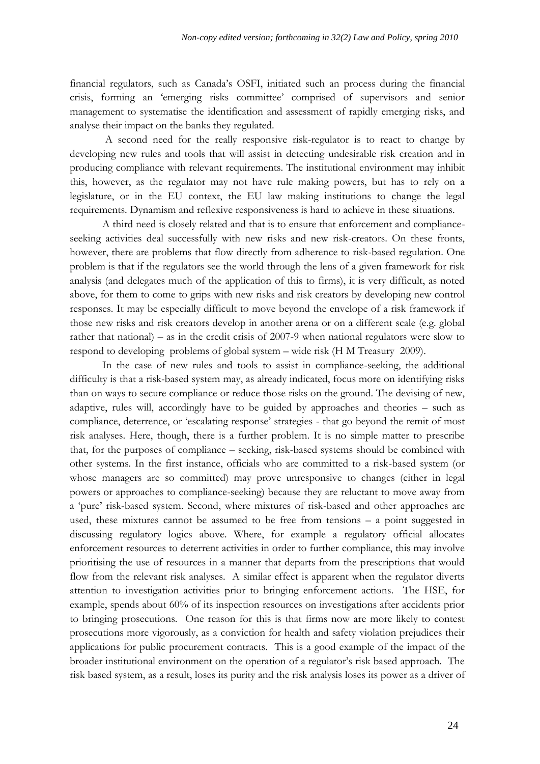financial regulators, such as Canada's OSFI, initiated such an process during the financial crisis, forming an 'emerging risks committee' comprised of supervisors and senior management to systematise the identification and assessment of rapidly emerging risks, and analyse their impact on the banks they regulated.

A second need for the really responsive risk-regulator is to react to change by developing new rules and tools that will assist in detecting undesirable risk creation and in producing compliance with relevant requirements. The institutional environment may inhibit this, however, as the regulator may not have rule making powers, but has to rely on a legislature, or in the EU context, the EU law making institutions to change the legal requirements. Dynamism and reflexive responsiveness is hard to achieve in these situations.

A third need is closely related and that is to ensure that enforcement and compliance-seeking activities deal successfully with new risks and new risk-creators. On these fronts, however, there are problems that flow directly from adherence to risk-based regulation. One problem is that if the regulators see the world through the lens of a given framework for risk analysis (and delegates much of the application of this to firms), it is very difficult, as noted above, for them to come to grips with new risks and risk creators by developing new control responses. It may be especially difficult to move beyond the envelope of a risk framework if those new risks and risk creators develop in another arena or on a different scale (e.g. global rather that national) – as in the credit crisis of 2007-9 when national regulators were slow to respond to developing problems of global system – wide risk (H M Treasury 2009).

In the case of new rules and tools to assist in compliance-seeking, the additional difficulty is that a risk-based system may, as already indicated, focus more on identifying risks than on ways to secure compliance or reduce those risks on the ground. The devising of new, adaptive, rules will, accordingly have to be guided by approaches and theories – such as compliance, deterrence, or 'escalating response' strategies - that go beyond the remit of most risk analyses. Here, though, there is a further problem. It is no simple matter to prescribe that, for the purposes of compliance – seeking, risk-based systems should be combined with other systems. In the first instance, officials who are committed to a risk-based system (or whose managers are so committed) may prove unresponsive to changes (either in legal powers or approaches to compliance-seeking) because they are reluctant to move away from a 'pure' risk-based system. Second, where mixtures of risk-based and other approaches are used, these mixtures cannot be assumed to be free from tensions – a point suggested in discussing regulatory logics above. Where, for example a regulatory official allocates enforcement resources to deterrent activities in order to further compliance, this may involve prioritising the use of resources in a manner that departs from the prescriptions that would flow from the relevant risk analyses. A similar effect is apparent when the regulator diverts attention to investigation activities prior to bringing enforcement actions. The HSE, for example, spends about 60% of its inspection resources on investigations after accidents prior to bringing prosecutions. One reason for this is that firms now are more likely to contest prosecutions more vigorously, as a conviction for health and safety violation prejudices their applications for public procurement contracts. This is a good example of the impact of the broader institutional environment on the operation of a regulator's risk based approach. The risk based system, as a result, loses its purity and the risk analysis loses its power as a driver of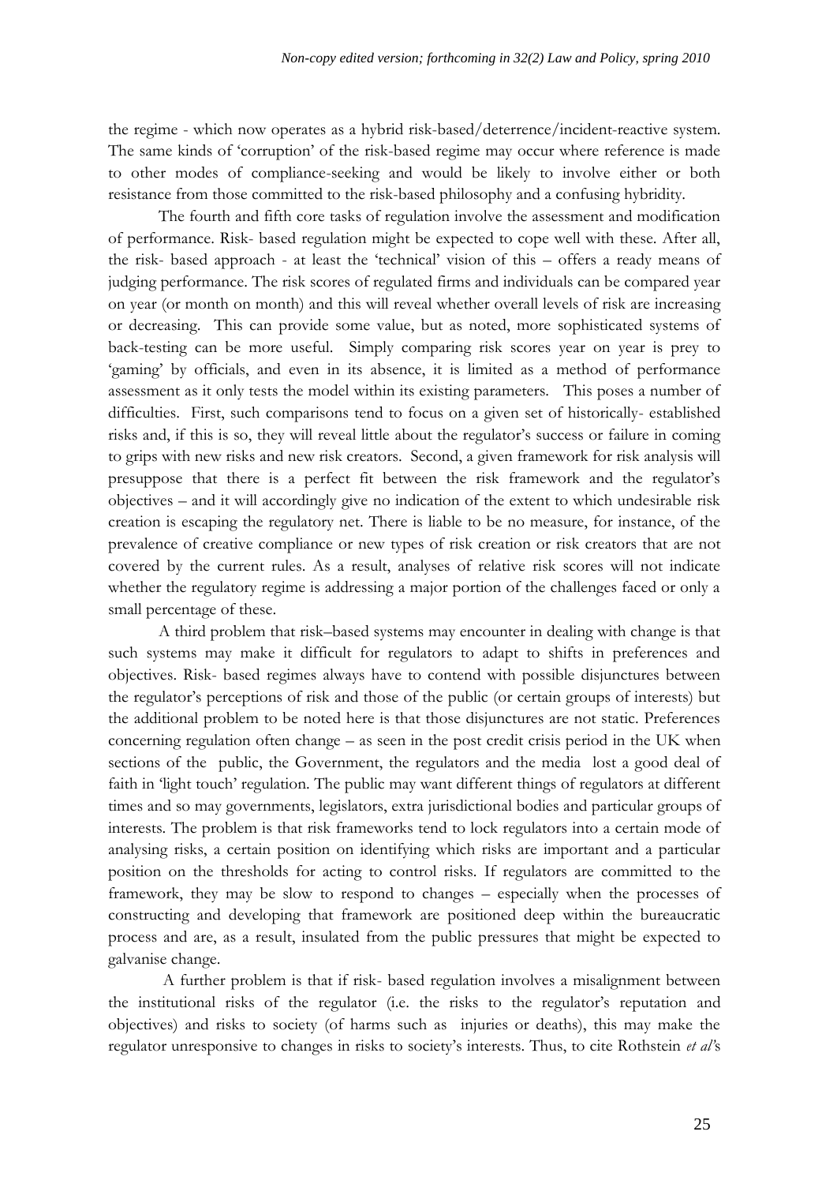the regime - which now operates as a hybrid risk-based/deterrence/incident-reactive system. The same kinds of 'corruption' of the risk-based regime may occur where reference is made to other modes of compliance-seeking and would be likely to involve either or both resistance from those committed to the risk-based philosophy and a confusing hybridity.

The fourth and fifth core tasks of regulation involve the assessment and modification of performance. Risk- based regulation might be expected to cope well with these. After all, the risk- based approach - at least the 'technical' vision of this – offers a ready means of judging performance. The risk scores of regulated firms and individuals can be compared year on year (or month on month) and this will reveal whether overall levels of risk are increasing or decreasing. This can provide some value, but as noted, more sophisticated systems of back-testing can be more useful. Simply comparing risk scores year on year is prey to 'gaming' by officials, and even in its absence, it is limited as a method of performance assessment as it only tests the model within its existing parameters. This poses a number of difficulties. First, such comparisons tend to focus on a given set of historically- established risks and, if this is so, they will reveal little about the regulator's success or failure in coming to grips with new risks and new risk creators. Second, a given framework for risk analysis will presuppose that there is a perfect fit between the risk framework and the regulator's objectives – and it will accordingly give no indication of the extent to which undesirable risk creation is escaping the regulatory net. There is liable to be no measure, for instance, of the prevalence of creative compliance or new types of risk creation or risk creators that are not covered by the current rules. As a result, analyses of relative risk scores will not indicate whether the regulatory regime is addressing a major portion of the challenges faced or only a small percentage of these.

A third problem that risk–based systems may encounter in dealing with change is that such systems may make it difficult for regulators to adapt to shifts in preferences and objectives. Risk- based regimes always have to contend with possible disjunctures between the regulator's perceptions of risk and those of the public (or certain groups of interests) but the additional problem to be noted here is that those disjunctures are not static. Preferences concerning regulation often change – as seen in the post credit crisis period in the UK when sections of the public, the Government, the regulators and the media lost a good deal of faith in 'light touch' regulation. The public may want different things of regulators at different times and so may governments, legislators, extra jurisdictional bodies and particular groups of interests. The problem is that risk frameworks tend to lock regulators into a certain mode of analysing risks, a certain position on identifying which risks are important and a particular position on the thresholds for acting to control risks. If regulators are committed to the framework, they may be slow to respond to changes – especially when the processes of constructing and developing that framework are positioned deep within the bureaucratic process and are, as a result, insulated from the public pressures that might be expected to galvanise change.

A further problem is that if risk- based regulation involves a misalignment between the institutional risks of the regulator (i.e. the risks to the regulator's reputation and objectives) and risks to society (of harms such as injuries or deaths), this may make the regulator unresponsive to changes in risks to society's interests. Thus, to cite Rothstein *et al*'s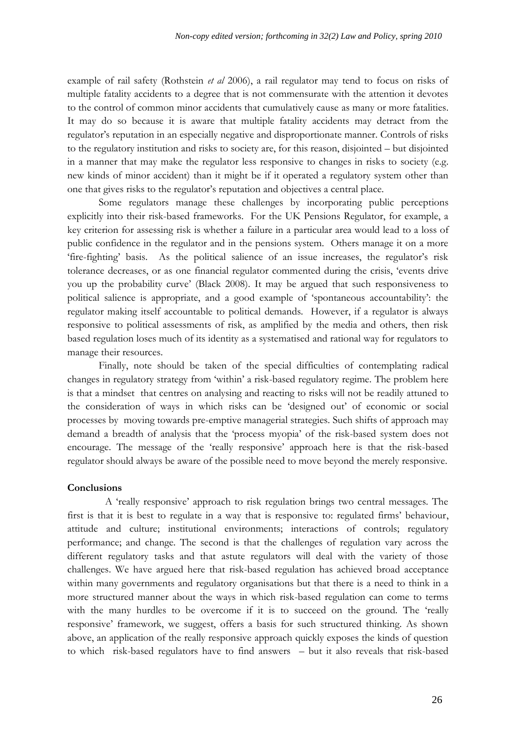example of rail safety (Rothstein *et al* 2006), a rail regulator may tend to focus on risks of multiple fatality accidents to a degree that is not commensurate with the attention it devotes to the control of common minor accidents that cumulatively cause as many or more fatalities. It may do so because it is aware that multiple fatality accidents may detract from the regulator's reputation in an especially negative and disproportionate manner. Controls of risks to the regulatory institution and risks to society are, for this reason, disjointed – but disjointed in a manner that may make the regulator less responsive to changes in risks to society (e.g. new kinds of minor accident) than it might be if it operated a regulatory system other than one that gives risks to the regulator's reputation and objectives a central place.

Some regulators manage these challenges by incorporating public perceptions explicitly into their risk-based frameworks. For the UK Pensions Regulator, for example, a key criterion for assessing risk is whether a failure in a particular area would lead to a loss of public confidence in the regulator and in the pensions system. Others manage it on a more 'fire-fighting' basis. As the political salience of an issue increases, the regulator's risk tolerance decreases, or as one financial regulator commented during the crisis, 'events drive you up the probability curve' (Black 2008). It may be argued that such responsiveness to political salience is appropriate, and a good example of 'spontaneous accountability': the regulator making itself accountable to political demands. However, if a regulator is always responsive to political assessments of risk, as amplified by the media and others, then risk based regulation loses much of its identity as a systematised and rational way for regulators to manage their resources.

Finally, note should be taken of the special difficulties of contemplating radical changes in regulatory strategy from 'within' a risk-based regulatory regime. The problem here is that a mindset that centres on analysing and reacting to risks will not be readily attuned to the consideration of ways in which risks can be 'designed out' of economic or social processes by moving towards pre-emptive managerial strategies. Such shifts of approach may demand a breadth of analysis that the 'process myopia' of the risk-based system does not encourage. The message of the 'really responsive' approach here is that the risk-based regulator should always be aware of the possible need to move beyond the merely responsive.

**Conclusions**

A 'really responsive' approach to risk regulation brings two central messages. The first is that it is best to regulate in a way that is responsive to: regulated firms' behaviour, attitude and culture; institutional environments; interactions of controls; regulatory performance; and change. The second is that the challenges of regulation vary across the different regulatory tasks and that astute regulators will deal with the variety of those challenges. We have argued here that risk-based regulation has achieved broad acceptance within many governments and regulatory organisations but that there is a need to think in a more structured manner about the ways in which risk-based regulation can come to terms with the many hurdles to be overcome if it is to succeed on the ground. The 'really responsive' framework, we suggest, offers a basis for such structured thinking. As shown above, an application of the really responsive approach quickly exposes the kinds of question to which risk-based regulators have to find answers – but it also reveals that risk-based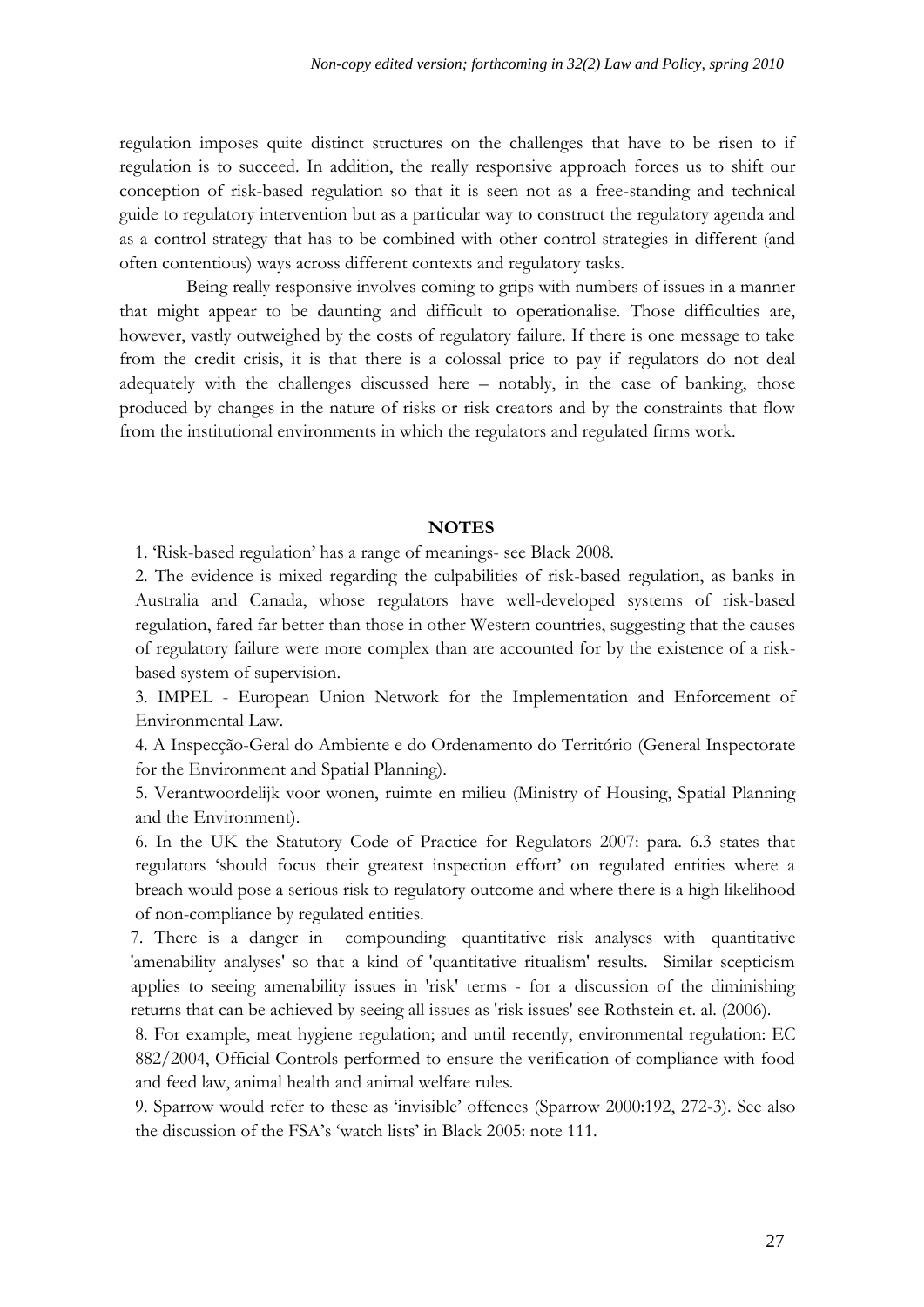regulation imposes quite distinct structures on the challenges that have to be risen to if regulation is to succeed. In addition, the really responsive approach forces us to shift our conception of risk-based regulation so that it is seen not as a free-standing and technical guide to regulatory intervention but as a particular way to construct the regulatory agenda and as a control strategy that has to be combined with other control strategies in different (and often contentious) ways across different contexts and regulatory tasks.

Being really responsive involves coming to grips with numbers of issues in a manner that might appear to be daunting and difficult to operationalise. Those difficulties are, however, vastly outweighed by the costs of regulatory failure. If there is one message to take from the credit crisis, it is that there is a colossal price to pay if regulators do not deal adequately with the challenges discussed here – notably, in the case of banking, those produced by changes in the nature of risks or risk creators and by the constraints that flow from the institutional environments in which the regulators and regulated firms work.

## NOTES

1. 'Risk-based regulation' has a range of meanings- see Black 2008.

2. The evidence is mixed regarding the culpabilities of risk-based regulation, as banks in Australia and Canada, whose regulators have well-developed systems of risk-based regulation, fared far better than those in other Western countries, suggesting that the causes of regulatory failure were more complex than are accounted for by the existence of a risk-based system of supervision.

3. IMPEL - European Union Network for the Implementation and Enforcement of Environmental Law.

4. A Inspecção-Geral do Ambiente e do Ordenamento do Território (General Inspectorate for the Environment and Spatial Planning).

5. Verantwoordelijk voor wonen, ruimte en milieu (Ministry of Housing, Spatial Planning and the Environment).

6. In the UK the Statutory Code of Practice for Regulators 2007: para. 6.3 states that regulators 'should focus their greatest inspection effort' on regulated entities where a breach would pose a serious risk to regulatory outcome and where there is a high likelihood of non-compliance by regulated entities.

7. There is a danger in compounding quantitative risk analyses with quantitative 'amenability analyses' so that a kind of 'quantitative ritualism' results. Similar scepticism applies to seeing amenability issues in 'risk' terms - for a discussion of the diminishing returns that can be achieved by seeing all issues as 'risk issues' see Rothstein et. al. (2006).

8. For example, meat hygiene regulation; and until recently, environmental regulation: EC 882/2004, Official Controls performed to ensure the verification of compliance with food and feed law, animal health and animal welfare rules.

9. Sparrow would refer to these as 'invisible' offences (Sparrow 2000:192, 272-3). See also the discussion of the FSA's 'watch lists' in Black 2005: note 111.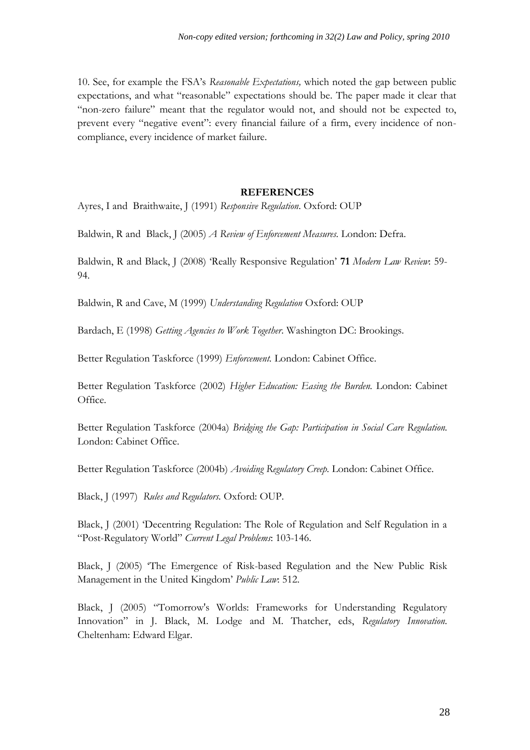10. See, for example the FSA's *Reasonable Expectations,* which noted the gap between public expectations, and what "reasonable" expectations should be. The paper made it clear that "non-zero failure" meant that the regulator would not, and should not be expected to, prevent every "negative event": every financial failure of a firm, every incidence of non-compliance, every incidence of market failure.

## REFERENCES

Ayres, I and Braithwaite, J (1991) *Responsive Regulation*. Oxford: OUP

Baldwin, R and Black, J (2005) *A Review of Enforcement Measures*. London: Defra.

Baldwin, R and Black, J (2008) 'Really Responsive Regulation' **71** *Modern Law Review*: 59-94.

Baldwin, R and Cave, M (1999) *Understanding Regulation* Oxford: OUP

Bardach, E (1998) *Getting Agencies to Work Together*. Washington DC: Brookings.

Better Regulation Taskforce (1999) *Enforcement*. London: Cabinet Office.

Better Regulation Taskforce (2002) *Higher Education: Easing the Burden*. London: Cabinet Office.

Better Regulation Taskforce (2004a) *Bridging the Gap: Participation in Social Care Regulation*. London: Cabinet Office.

Better Regulation Taskforce (2004b) *Avoiding Regulatory Creep*. London: Cabinet Office.

Black, J (1997) *Rules and Regulators*. Oxford: OUP.

Black, J (2001) 'Decentring Regulation: The Role of Regulation and Self Regulation in a "Post-Regulatory World" *Current Legal Problems*: 103-146.

Black, J (2005) 'The Emergence of Risk-based Regulation and the New Public Risk Management in the United Kingdom' *Public Law*: 512.

Black, J (2005) "Tomorrow's Worlds: Frameworks for Understanding Regulatory Innovation" in J. Black, M. Lodge and M. Thatcher, eds, *Regulatory Innovation*. Cheltenham: Edward Elgar.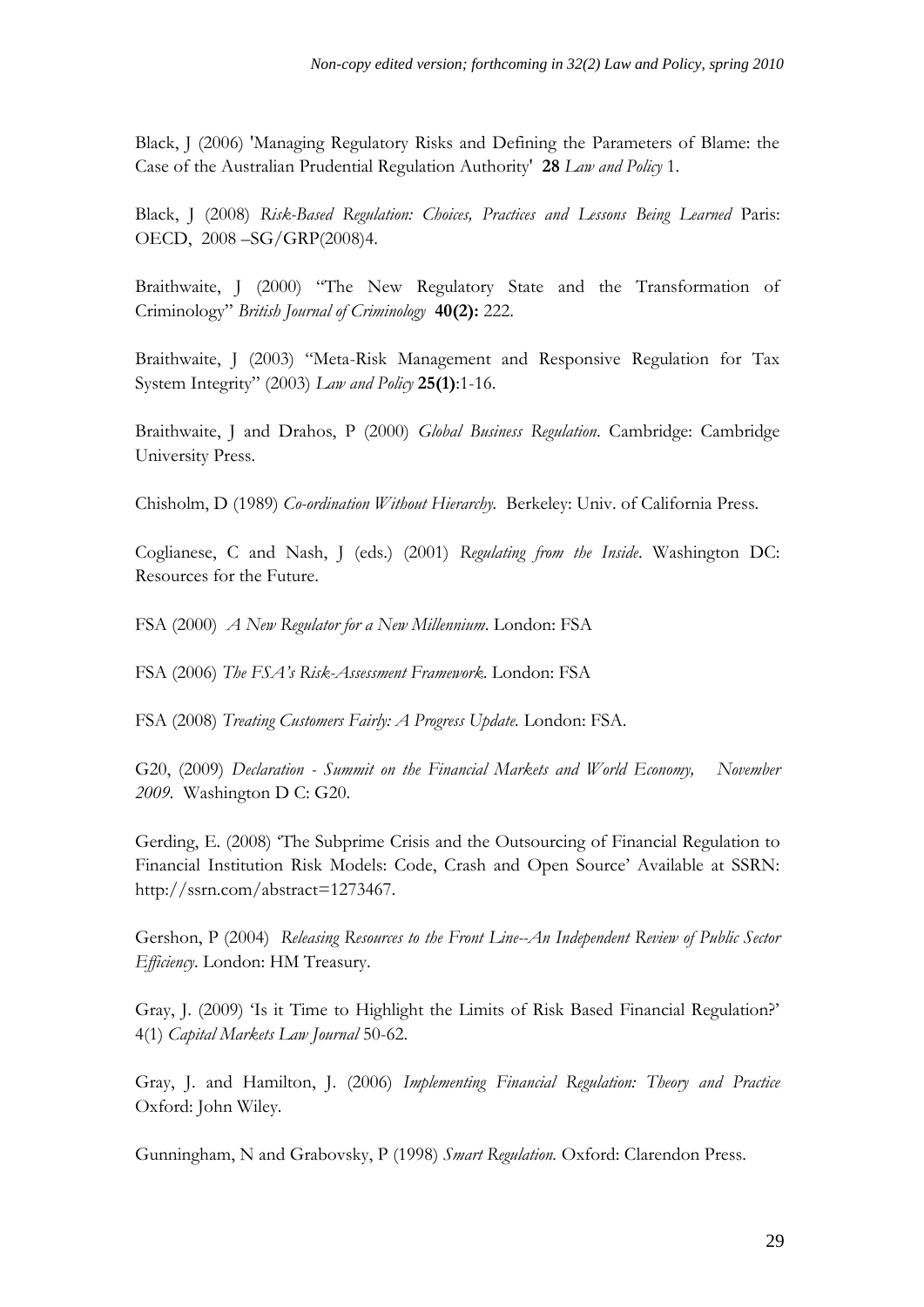Black, J (2006) 'Managing Regulatory Risks and Defining the Parameters of Blame: the Case of the Australian Prudential Regulation Authority' **28** *Law and Policy* 1.

Black, J (2008) *Risk-Based Regulation: Choices, Practices and Lessons Being Learned* Paris: OECD, 2008 –SG/GRP(2008)4.

Braithwaite, J (2000) "The New Regulatory State and the Transformation of Criminology" *British Journal of Criminology* **40(2):** 222.

Braithwaite, J (2003) "Meta-Risk Management and Responsive Regulation for Tax System Integrity" (2003) *Law and Policy* **25(1)**:1-16.

Braithwaite, J and Drahos, P (2000) *Global Business Regulation*. Cambridge: Cambridge University Press.

Chisholm, D (1989) *Co-ordination Without Hierarchy.* Berkeley: Univ. of California Press.

Coglianese, C and Nash, J (eds.) (2001) *Regulating from the Inside*. Washington DC: Resources for the Future.

FSA (2000) *A New Regulator for a New Millennium*. London: FSA

FSA (2006) *The FSA's Risk-Assessment Framework.* London: FSA

FSA (2008) *Treating Customers Fairly: A Progress Update.* London: FSA.

G20, (2009) *Declaration - Summit on the Financial Markets and World Economy, November 2009*. Washington D C: G20.

Gerding, E. (2008) 'The Subprime Crisis and the Outsourcing of Financial Regulation to Financial Institution Risk Models: Code, Crash and Open Source' Available at SSRN: http://ssrn.com/abstract=1273467.

Gershon, P (2004) *Releasing Resources to the Front Line--An Independent Review of Public Sector Efficiency*. London: HM Treasury.

Gray, J. (2009) 'Is it Time to Highlight the Limits of Risk Based Financial Regulation?' 4(1) *Capital Markets Law Journal* 50-62.

Gray, J. and Hamilton, J. (2006) *Implementing Financial Regulation: Theory and Practice* Oxford: John Wiley.

Gunningham, N and Grabovsky, P (1998) *Smart Regulation.* Oxford: Clarendon Press.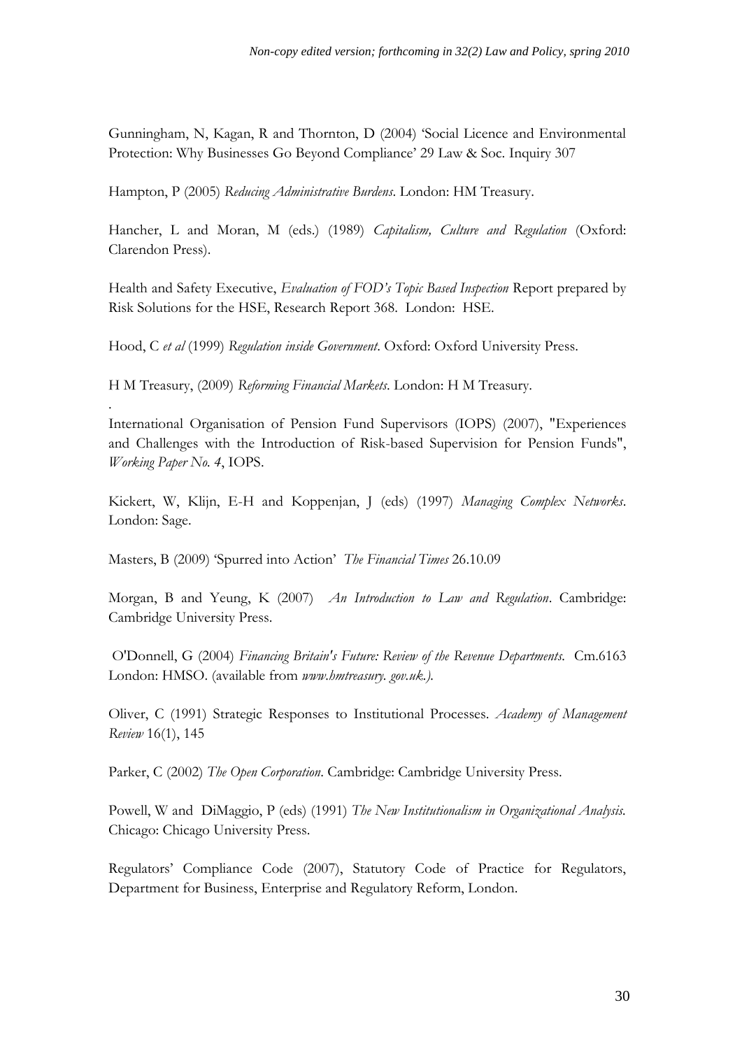Gunningham, N, Kagan, R and Thornton, D (2004) 'Social Licence and Environmental Protection: Why Businesses Go Beyond Compliance' 29 Law & Soc. Inquiry 307

Hampton, P (2005) *Reducing Administrative Burdens*. London: HM Treasury.

Hancher, L and Moran, M (eds.) (1989) *Capitalism, Culture and Regulation* (Oxford: Clarendon Press).

Health and Safety Executive, *Evaluation of FOD's Topic Based Inspection* Report prepared by Risk Solutions for the HSE, Research Report 368. London: HSE.

Hood, C *et al* (1999) *Regulation inside Government*. Oxford: Oxford University Press.

H M Treasury, (2009) *Reforming Financial Markets*. London: H M Treasury.

.

International Organisation of Pension Fund Supervisors (IOPS) (2007), "Experiences and Challenges with the Introduction of Risk-based Supervision for Pension Funds", *Working Paper No. 4*, IOPS.

Kickert, W, Klijn, E-H and Koppenjan, J (eds) (1997) *Managing Complex Networks*. London: Sage.

Masters, B (2009) 'Spurred into Action' *The Financial Times* 26.10.09

Morgan, B and Yeung, K (2007) *An Introduction to Law and Regulation*. Cambridge: Cambridge University Press.

O'Donnell, G (2004) *Financing Britain's Future: Review of the Revenue Departments*. Cm.6163 London: HMSO. (available from *www.hmtreasury. gov.uk.)*.

Oliver, C (1991) Strategic Responses to Institutional Processes. *Academy of Management Review* 16(1), 145

Parker, C (2002) *The Open Corporation*. Cambridge: Cambridge University Press.

Powell, W and DiMaggio, P (eds) (1991) *The New Institutionalism in Organizational Analysis*. Chicago: Chicago University Press.

Regulators' Compliance Code (2007), Statutory Code of Practice for Regulators, Department for Business, Enterprise and Regulatory Reform, London.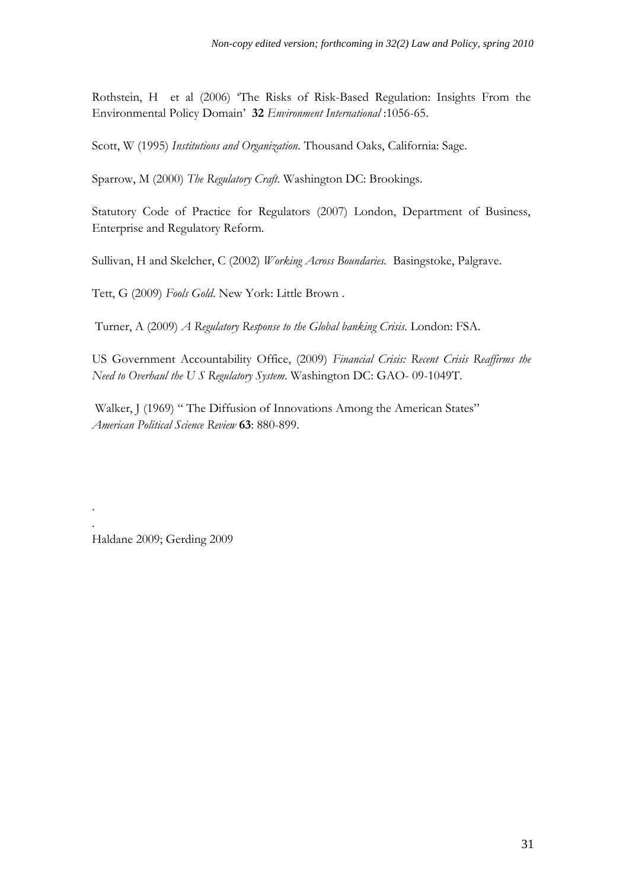Rothstein, H et al (2006) 'The Risks of Risk-Based Regulation: Insights From the Environmental Policy Domain' **32** *Environment International* :1056-65.

Scott, W (1995) *Institutions and Organization*. Thousand Oaks, California: Sage.

Sparrow, M (2000) *The Regulatory Craft*. Washington DC: Brookings.

Statutory Code of Practice for Regulators (2007) London, Department of Business, Enterprise and Regulatory Reform.

Sullivan, H and Skelcher, C (2002) *Working Across Boundaries*. Basingstoke, Palgrave.

Tett, G (2009) *Fools Gold*. New York: Little Brown .

Turner, A (2009) *A Regulatory Response to the Global banking Crisis*. London: FSA.

US Government Accountability Office, (2009) *Financial Crisis: Recent Crisis Reaffirms the Need to Overhaul the U S Regulatory System*. Washington DC: GAO- 09-1049T.

Walker, J (1969) " The Diffusion of Innovations Among the American States" *American Political Science Review* **63**: 880-899.

.

.

Haldane 2009; Gerding 2009